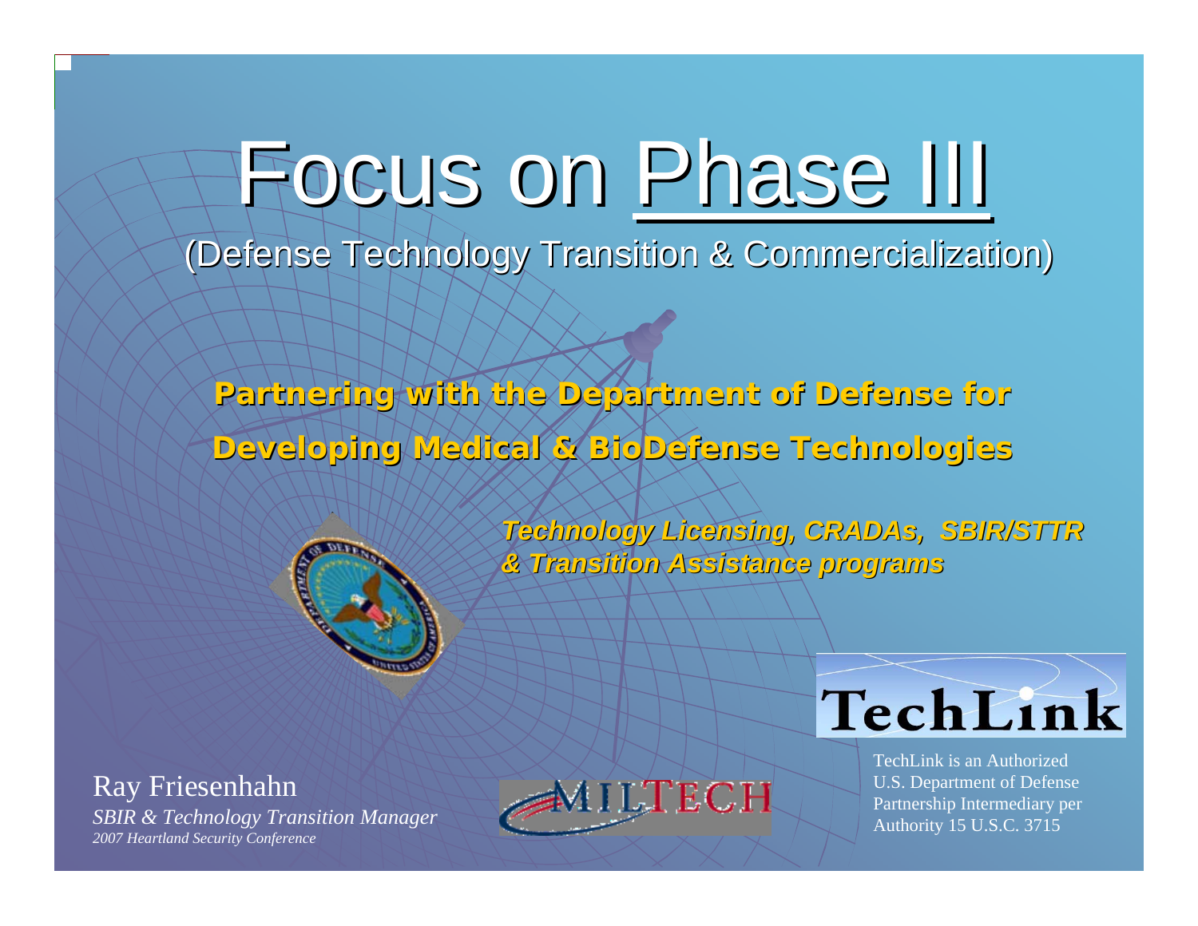# Focus on Phase III

(Defense Technology Transition & Commercialization)

**Partnering with the Department of Defense for Developing Medical & BioDefense Technologies**

***Technology Licensing, CRADAs, SBIR/STTR & Transition Assistance programs***

TechLink

TechLink is an Authorized U.S. Department of Defense Partnership Intermediary per Authority 15 U.S.C. 3715

MILTECH

Ray Friesenhahn

*SBIR & Technology Transition Manager*

*2007 Heartland Security Conference*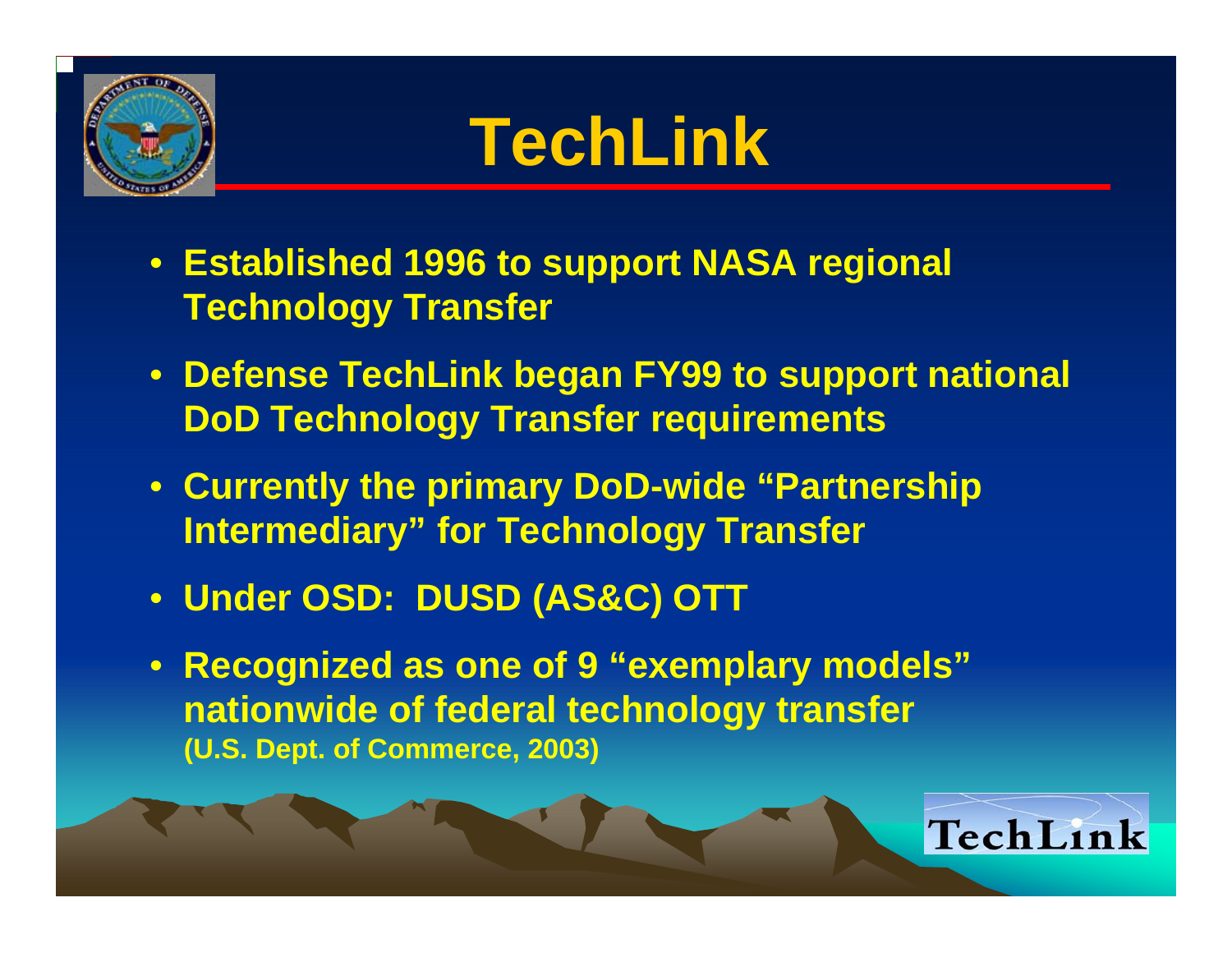# TechLink

- Established 1996 to support NASA regional Technology Transfer
- Defense TechLink began FY99 to support national DoD Technology Transfer requirements
- Currently the primary DoD-wide "Partnership Intermediary" for Technology Transfer
- Under OSD: DUSD (AS&C) OTT
- Recognized as one of 9 "exemplary models" nationwide of federal technology transfer (U.S. Dept. of Commerce, 2003)

TechLink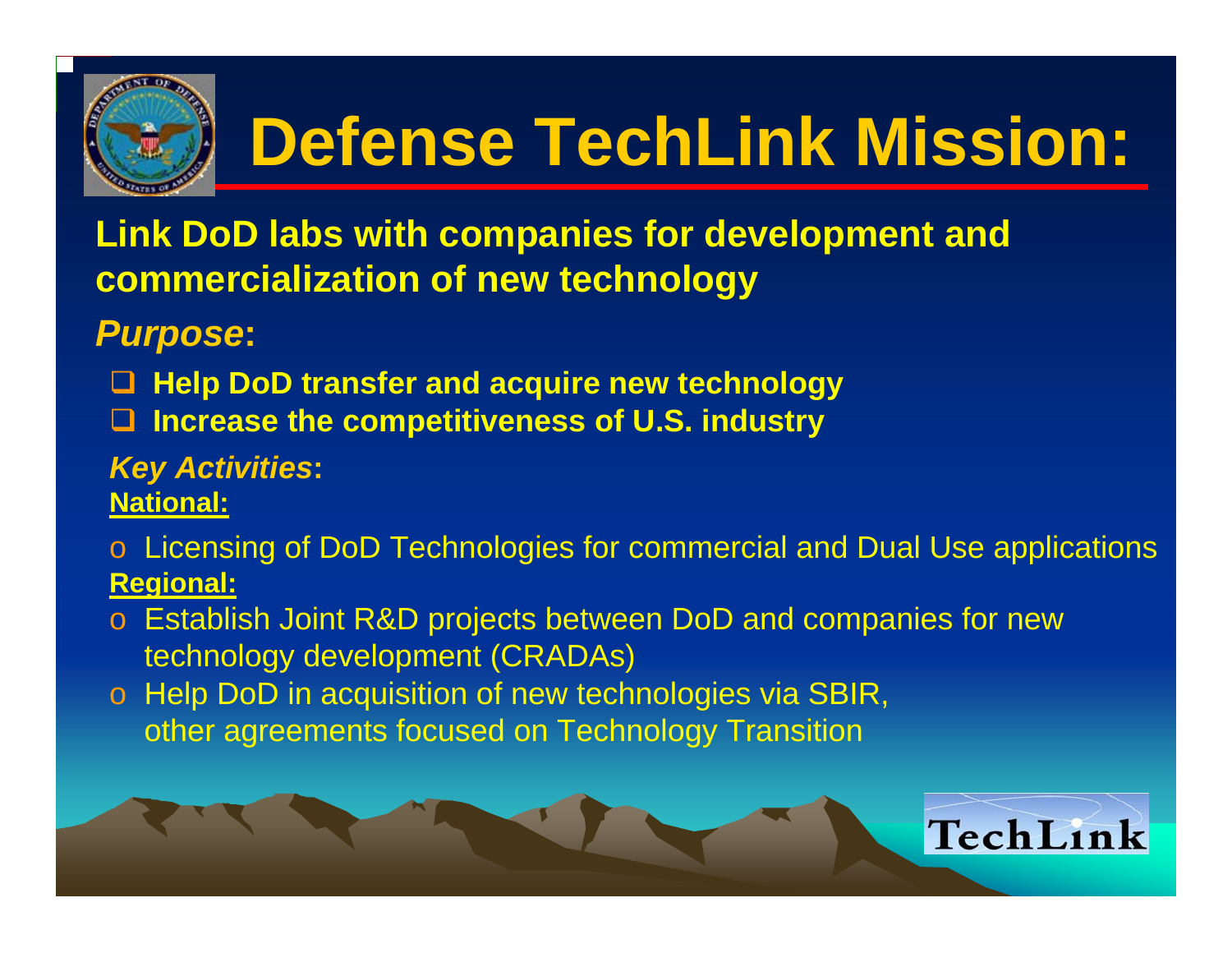# Defense TechLink Mission:

**Link DoD labs with companies for development and commercialization of new technology**

***Purpose*:**

- **Help DoD transfer and acquire new technology**
- **Increase the competitiveness of U.S. industry**

***Key Activities*:**

**National:**

- Licensing of DoD Technologies for commercial and Dual Use applications

**Regional:**

- Establish Joint R&D projects between DoD and companies for new technology development (CRADAs)
- Help DoD in acquisition of new technologies via SBIR, other agreements focused on Technology Transition

TechLink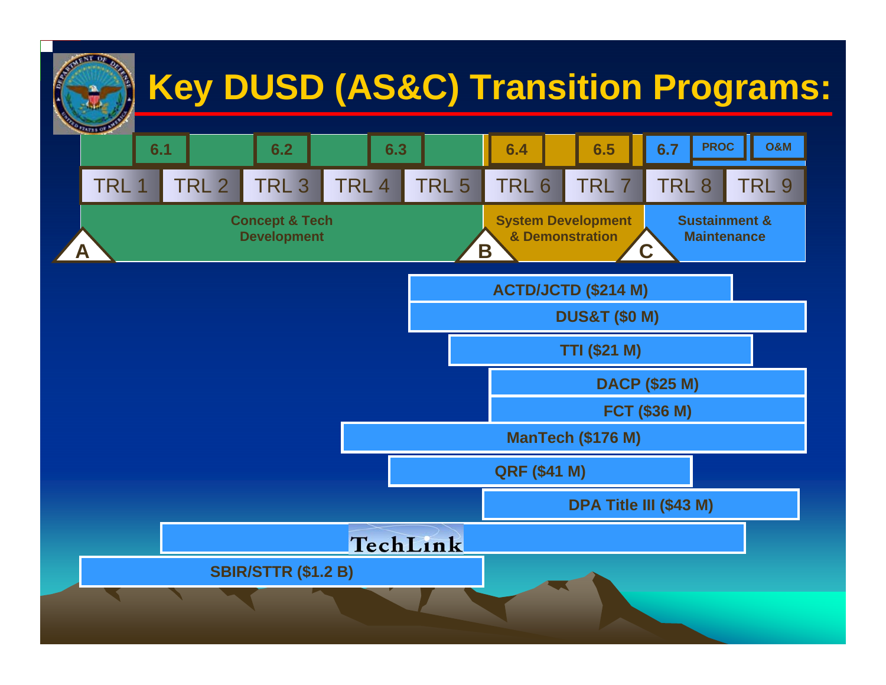# Key DUSD (AS&C) Transition Programs:

6.1 6.2 6.3 6.4 6.5 6.7 PROC O&M

TRL 1 TRL 2 TRL 3 TRL 4 TRL 5 TRL 6 TRL 7 TRL 8 TRL 9

Concept & Tech Development

System Development & Demonstration

Sustainment & Maintenance

A B C

ACTD/JCTD ($214 M)

DUS&T ($0 M)

TTI ($21 M)

DACP ($25 M)

FCT ($36 M)

ManTech ($176 M)

QRF ($41 M)

DPA Title III ($43 M)

TechLink

SBIR/STTR ($1.2 B)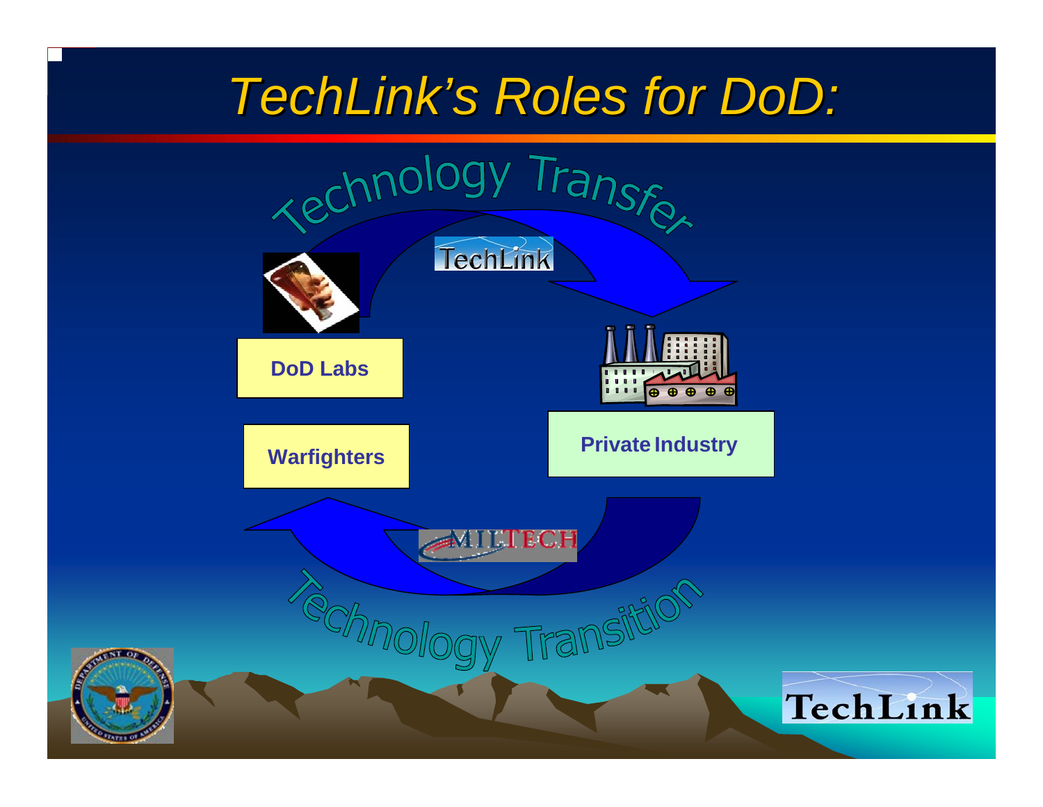# TechLink's Roles for DoD:

Technology Transfer

TechLink

DoD Labs

Private Industry

Warfighters

MILTECH

Technology Transition

TechLink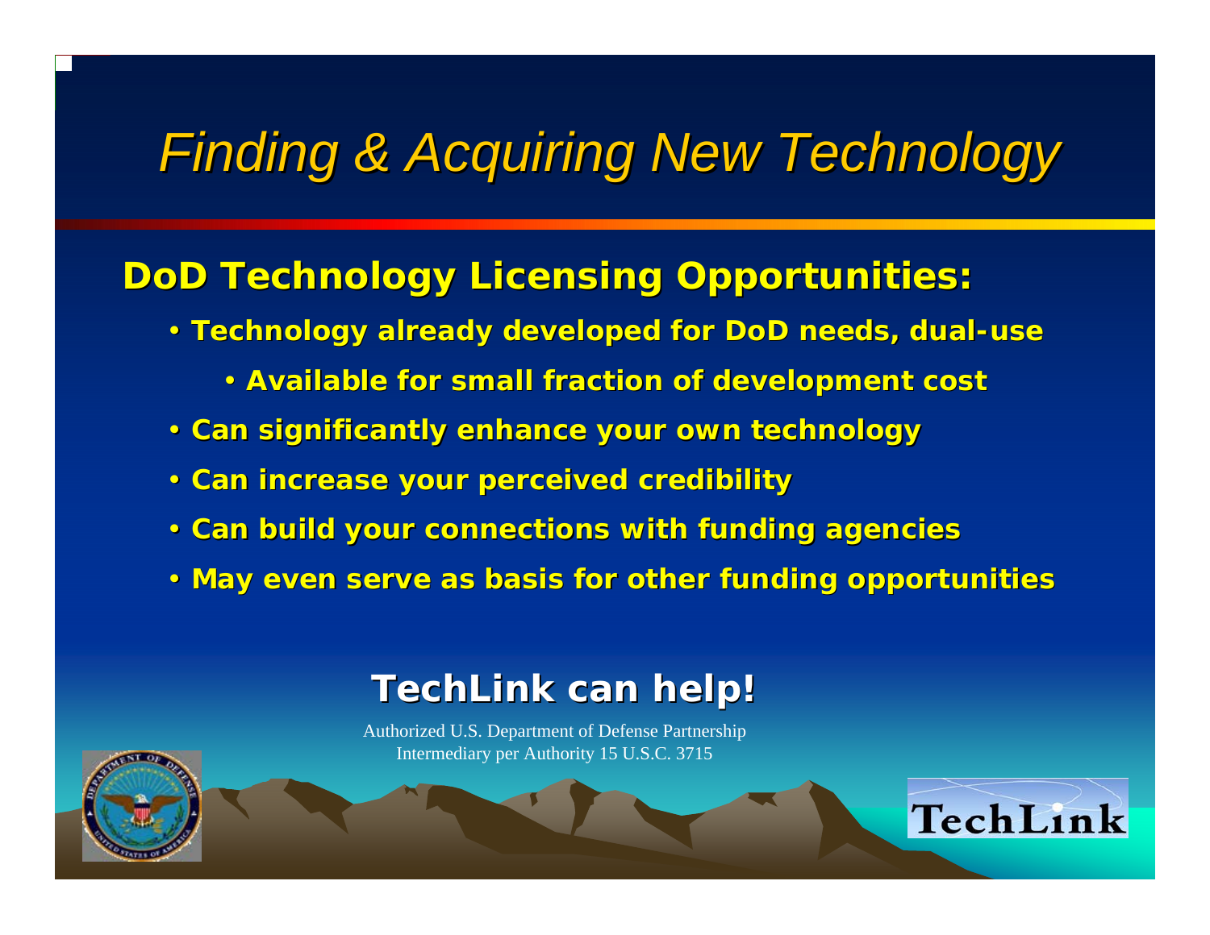# *Finding & Acquiring New Technology*

## DoD Technology Licensing Opportunities:

- **Technology already developed for DoD needs, dual-use**
  - **Available for small fraction of development cost**
- **Can significantly enhance your own technology**
- **Can increase your perceived credibility**
- **Can build your connections with funding agencies**
- **May even serve as basis for other funding opportunities**

### TechLink can help!

Authorized U.S. Department of Defense Partnership Intermediary per Authority 15 U.S.C. 3715

TechLink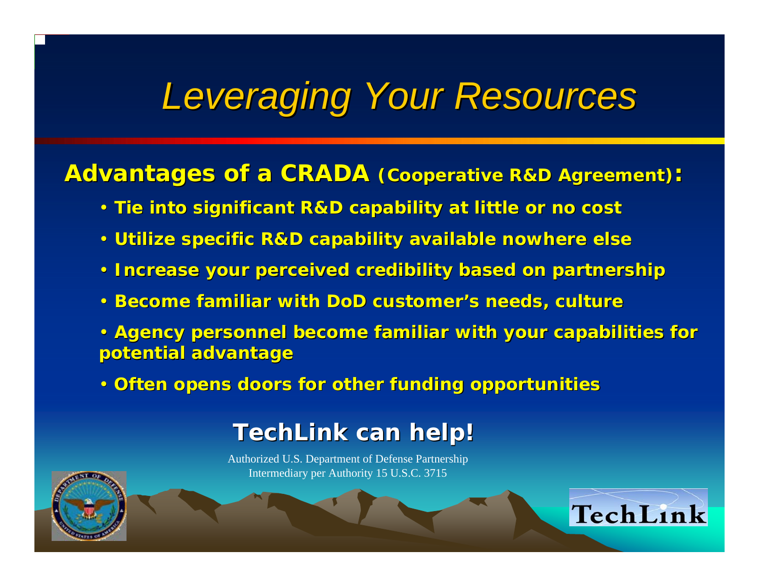# *Leveraging Your Resources*

**Advantages of a CRADA (Cooperative R&D Agreement):**

- **Tie into significant R&D capability at little or no cost**
- **Utilize specific R&D capability available nowhere else**
- **Increase your perceived credibility based on partnership**
- **Become familiar with DoD customer's needs, culture**
- **Agency personnel become familiar with your capabilities for potential advantage**
- **Often opens doors for other funding opportunities**

**TechLink can help!**

Authorized U.S. Department of Defense Partnership Intermediary per Authority 15 U.S.C. 3715

TechLink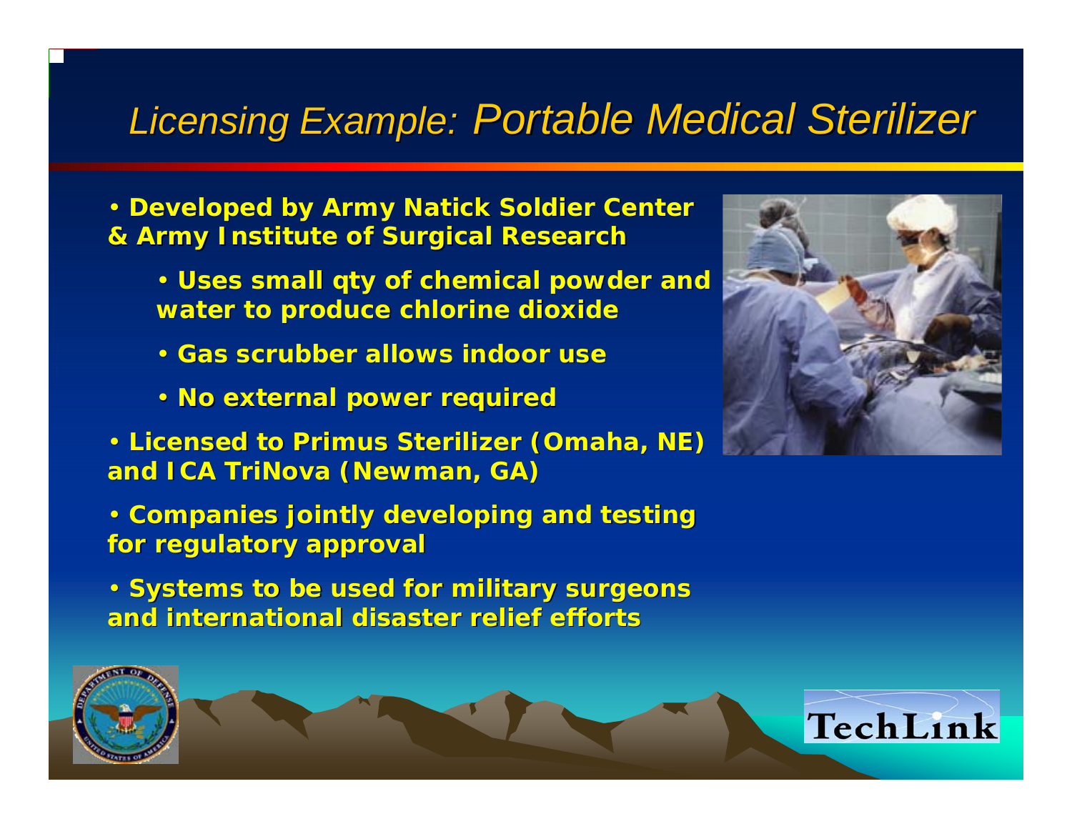# *Licensing Example: Portable Medical Sterilizer*

- **Developed by Army Natick Soldier Center & Army Institute of Surgical Research**
  - **Uses small qty of chemical powder and water to produce chlorine dioxide**
  - **Gas scrubber allows indoor use**
  - **No external power required**
- **Licensed to Primus Sterilizer (Omaha, NE) and ICA TriNova (Newman, GA)**
- **Companies jointly developing and testing for regulatory approval**
- **Systems to be used for military surgeons and international disaster relief efforts**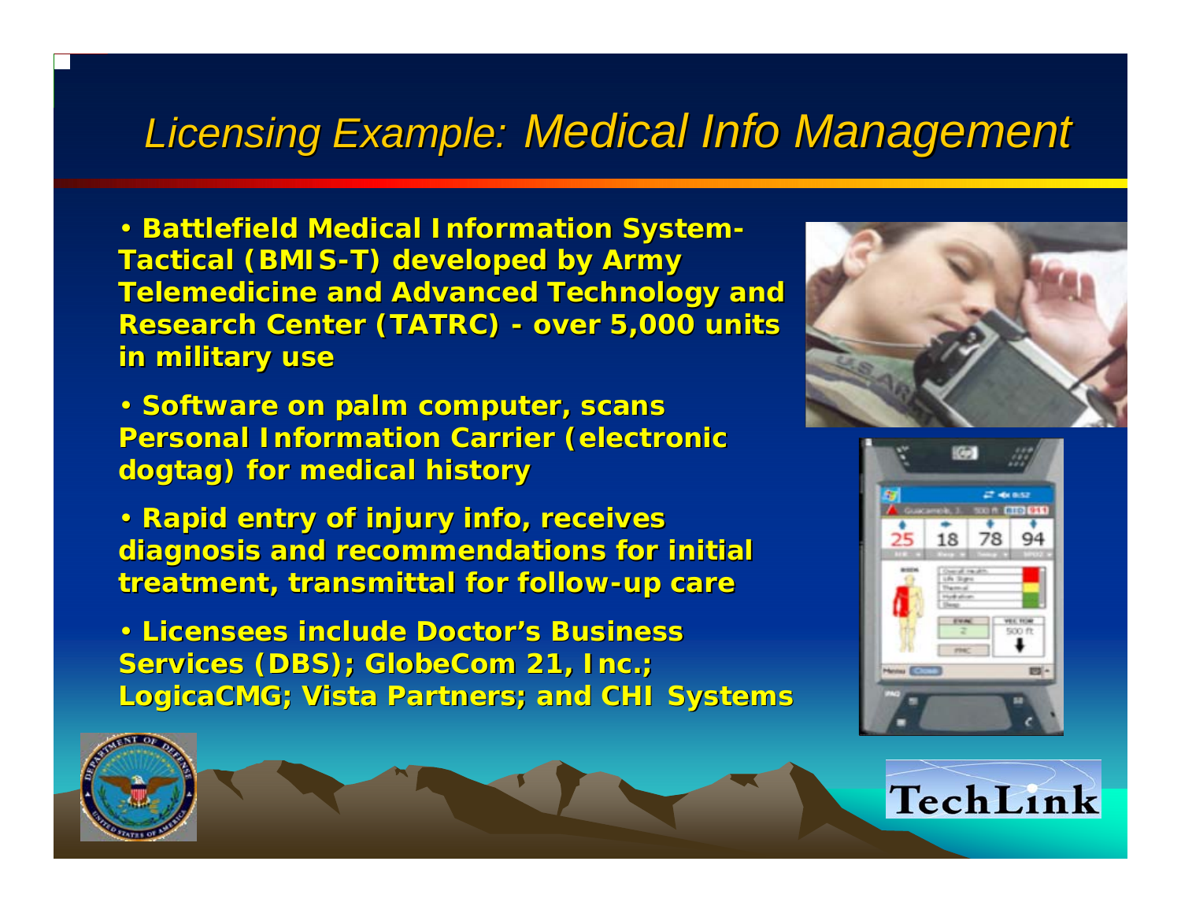# *Licensing Example: Medical Info Management*

- **Battlefield Medical Information System-Tactical (BMIS-T) developed by Army Telemedicine and Advanced Technology and Research Center (TATRC) - over 5,000 units in military use**
- **Software on palm computer, scans Personal Information Carrier (electronic dogtag) for medical history**
- **Rapid entry of injury info, receives diagnosis and recommendations for initial treatment, transmittal for follow-up care**
- **Licensees include Doctor's Business Services (DBS); GlobeCom 21, Inc.; LogicaCMG; Vista Partners; and CHI Systems**

TechLink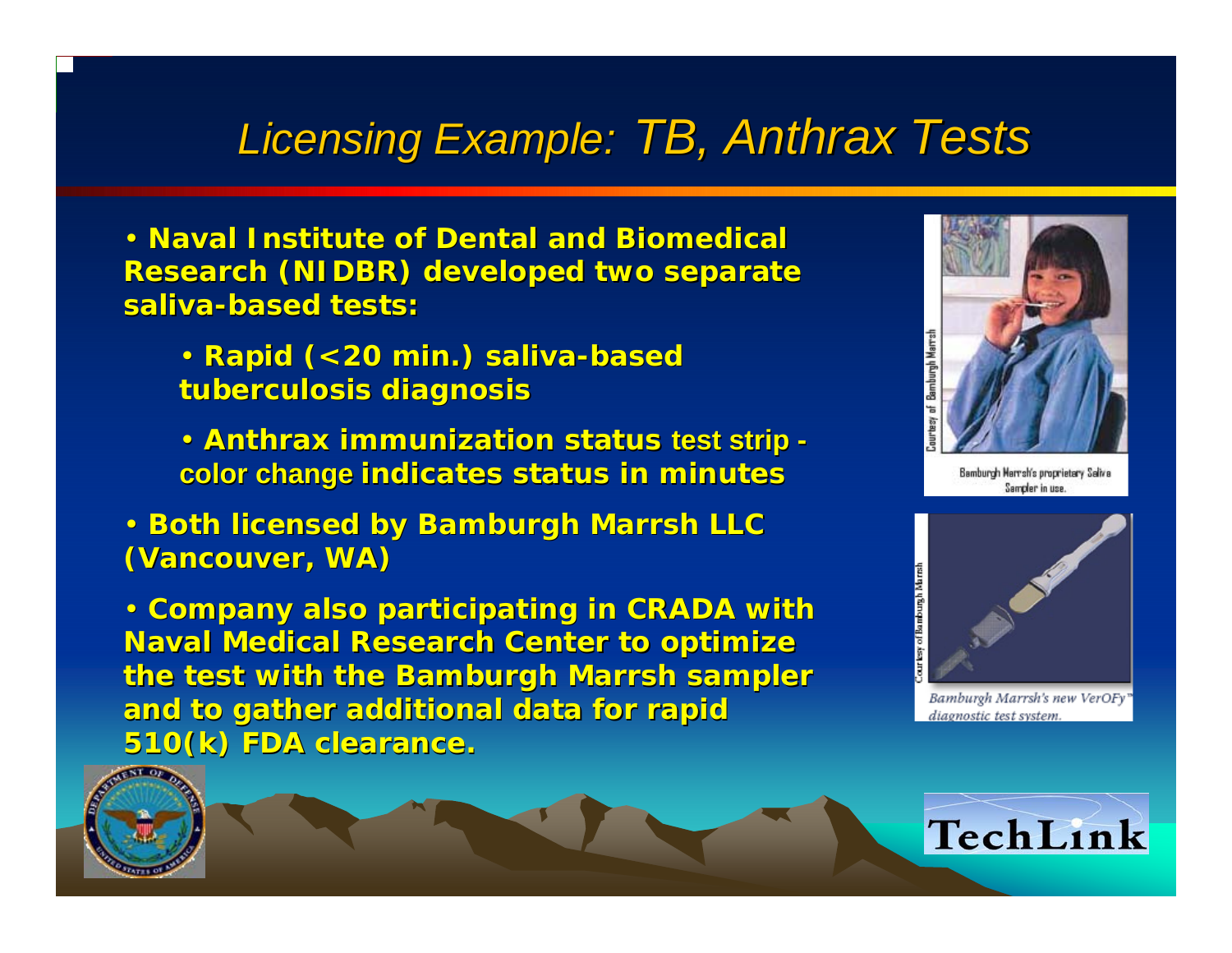# Licensing Example: TB, Anthrax Tests

- Naval Institute of Dental and Biomedical Research (NIDBR) developed two separate saliva-based tests:
  - Rapid (<20 min.) saliva-based tuberculosis diagnosis
  - Anthrax immunization status test strip - color change indicates status in minutes
- Both licensed by Bamburgh Marrsh LLC (Vancouver, WA)
- Company also participating in CRADA with Naval Medical Research Center to optimize the test with the Bamburgh Marrsh sampler and to gather additional data for rapid 510(k) FDA clearance.

Courtesy of Bamburgh Marrsh

Bamburgh Marrsh's proprietary Saliva Sampler in use.

Courtesy of Bamburgh Marrsh

*Bamburgh Marrsh's new VerOFy™ diagnostic test system.*

TechLink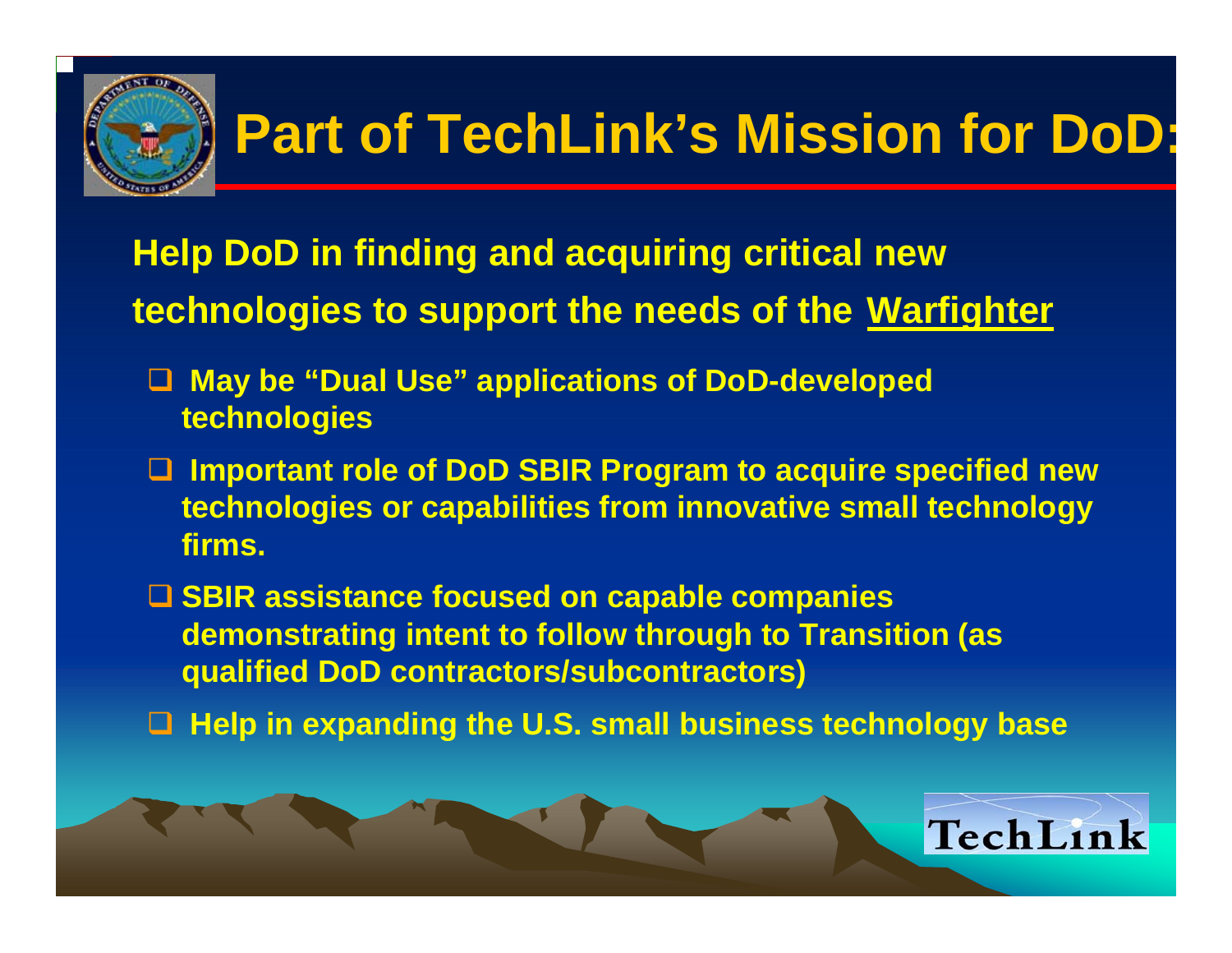# Part of TechLink's Mission for DoD:

**Help DoD in finding and acquiring critical new technologies to support the needs of the Warfighter**

- **May be "Dual Use" applications of DoD-developed technologies**
- **Important role of DoD SBIR Program to acquire specified new technologies or capabilities from innovative small technology firms.**
- **SBIR assistance focused on capable companies demonstrating intent to follow through to Transition (as qualified DoD contractors/subcontractors)**
- **Help in expanding the U.S. small business technology base**

TechLink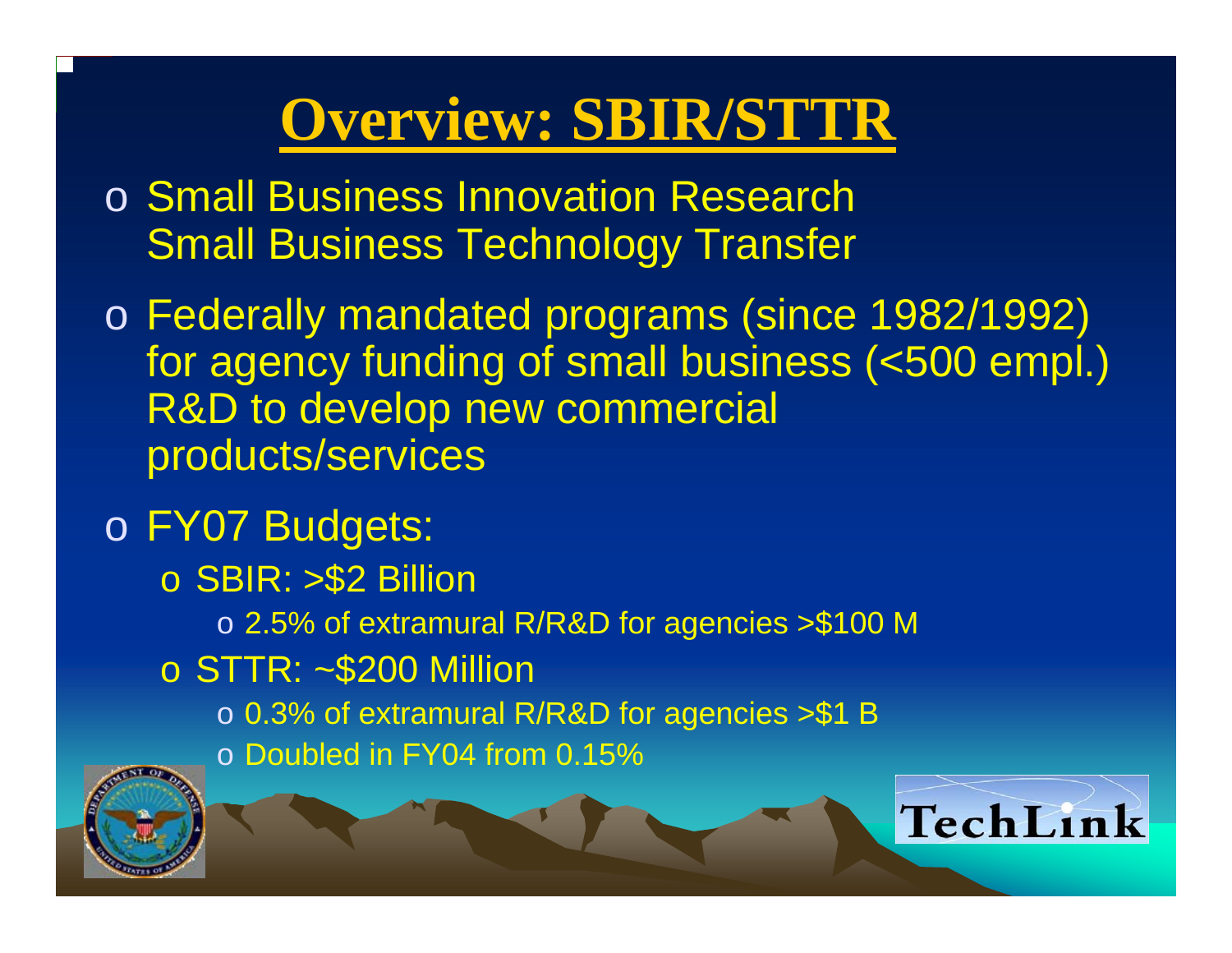# Overview: SBIR/STTR

- Small Business Innovation Research
  Small Business Technology Transfer
- Federally mandated programs (since 1982/1992) for agency funding of small business (<500 empl.) R&D to develop new commercial products/services
- FY07 Budgets:
  - SBIR: >$2 Billion
    - 2.5% of extramural R/R&D for agencies >$100 M
  - STTR: ~$200 Million
    - 0.3% of extramural R/R&D for agencies >$1 B
    - Doubled in FY04 from 0.15%

TechLink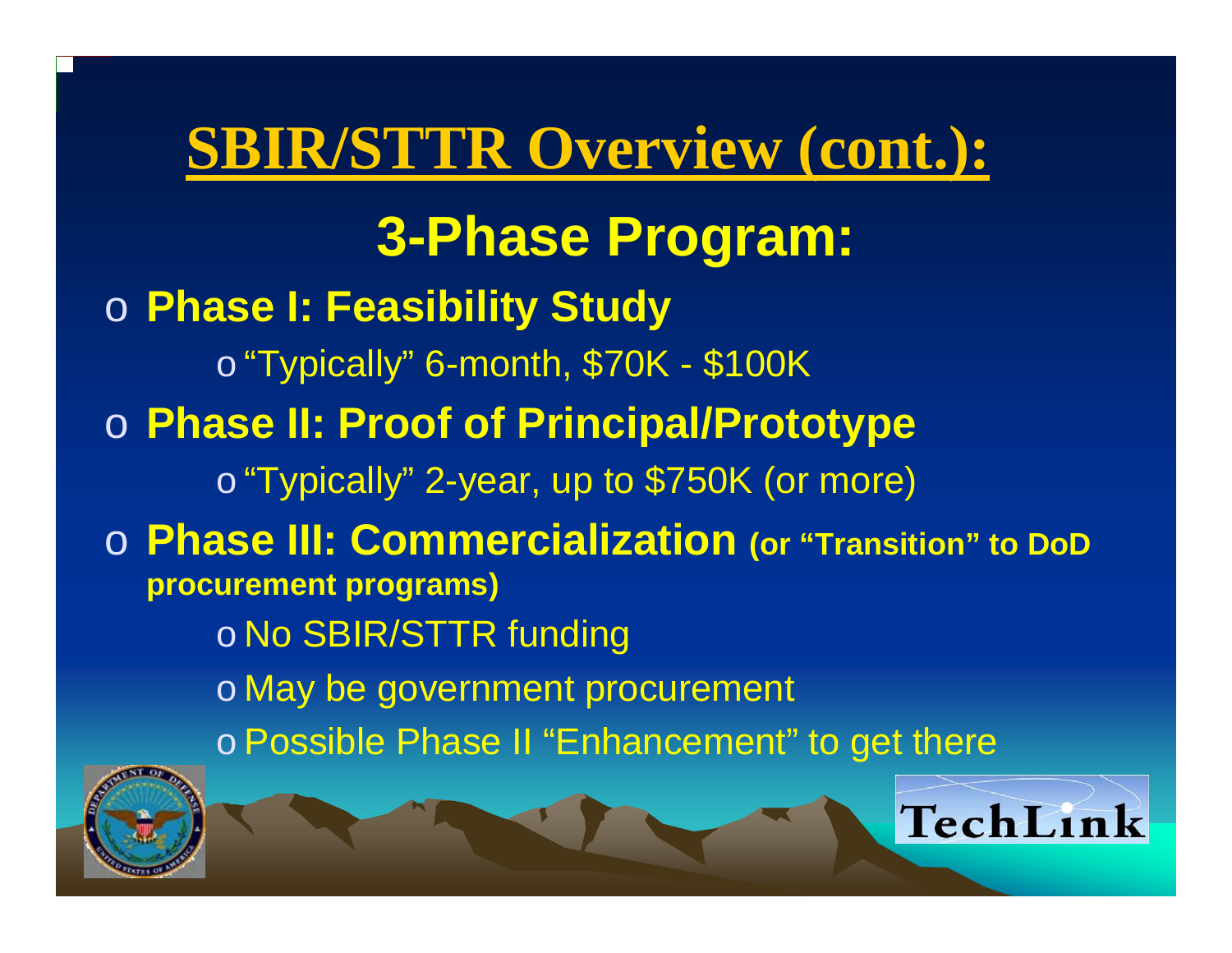# SBIR/STTR Overview (cont.):

## 3-Phase Program:

- **Phase I: Feasibility Study**
  - "Typically" 6-month, $70K - $100K
- **Phase II: Proof of Principal/Prototype**
  - "Typically" 2-year, up to $750K (or more)
- **Phase III: Commercialization (or "Transition" to DoD procurement programs)**
  - No SBIR/STTR funding
  - May be government procurement
  - Possible Phase II "Enhancement" to get there

TechLink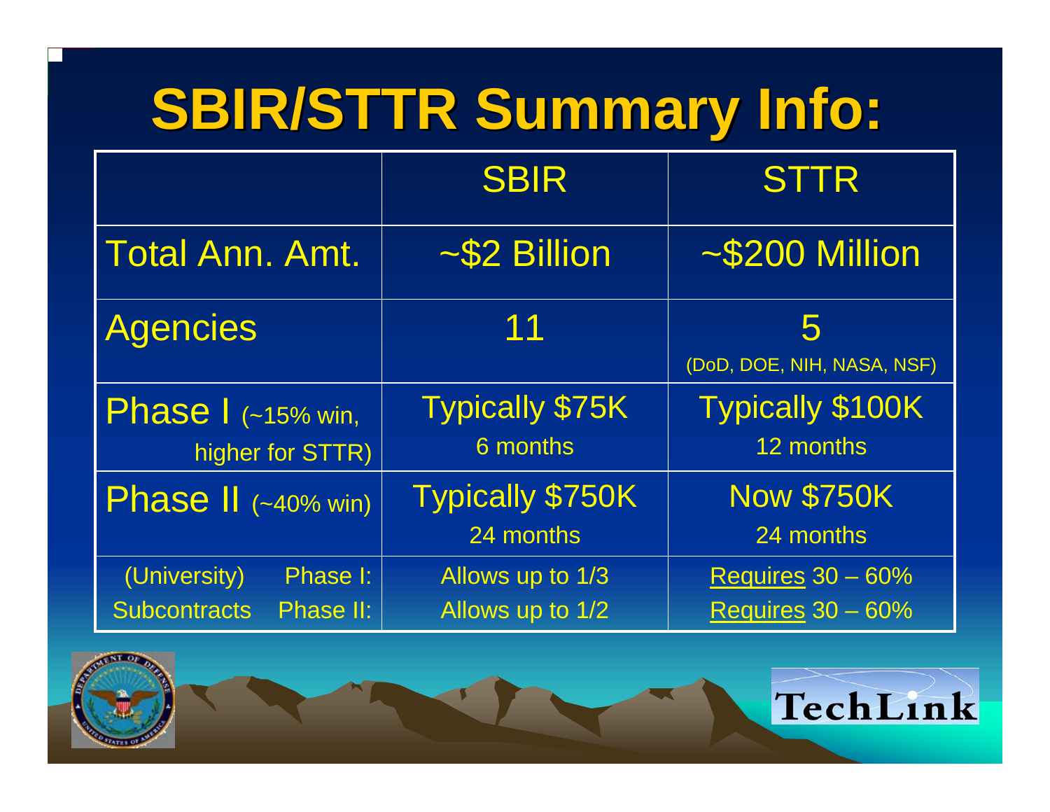# SBIR/STTR Summary Info:

| | SBIR | STTR |
|---|---|---|
| Total Ann. Amt. | ~$2 Billion | ~$200 Million |
| Agencies | 11 | 5 (DoD, DOE, NIH, NASA, NSF) |
| Phase I (~15% win, higher for STTR) | Typically $75K 6 months | Typically $100K 12 months |
| Phase II (~40% win) | Typically $750K 24 months | Now $750K 24 months |
| (University) Subcontracts Phase I: Phase II: | Allows up to 1/3 Allows up to 1/2 | Requires 30 – 60% Requires 30 – 60% |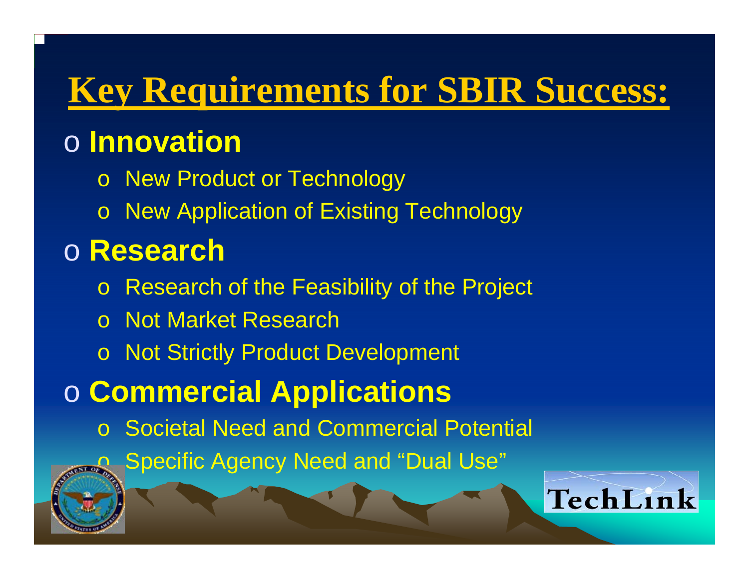# Key Requirements for SBIR Success:

- **Innovation**
  - New Product or Technology
  - New Application of Existing Technology
- **Research**
  - Research of the Feasibility of the Project
  - Not Market Research
  - Not Strictly Product Development
- **Commercial Applications**
  - Societal Need and Commercial Potential
  - Specific Agency Need and "Dual Use"

TechLink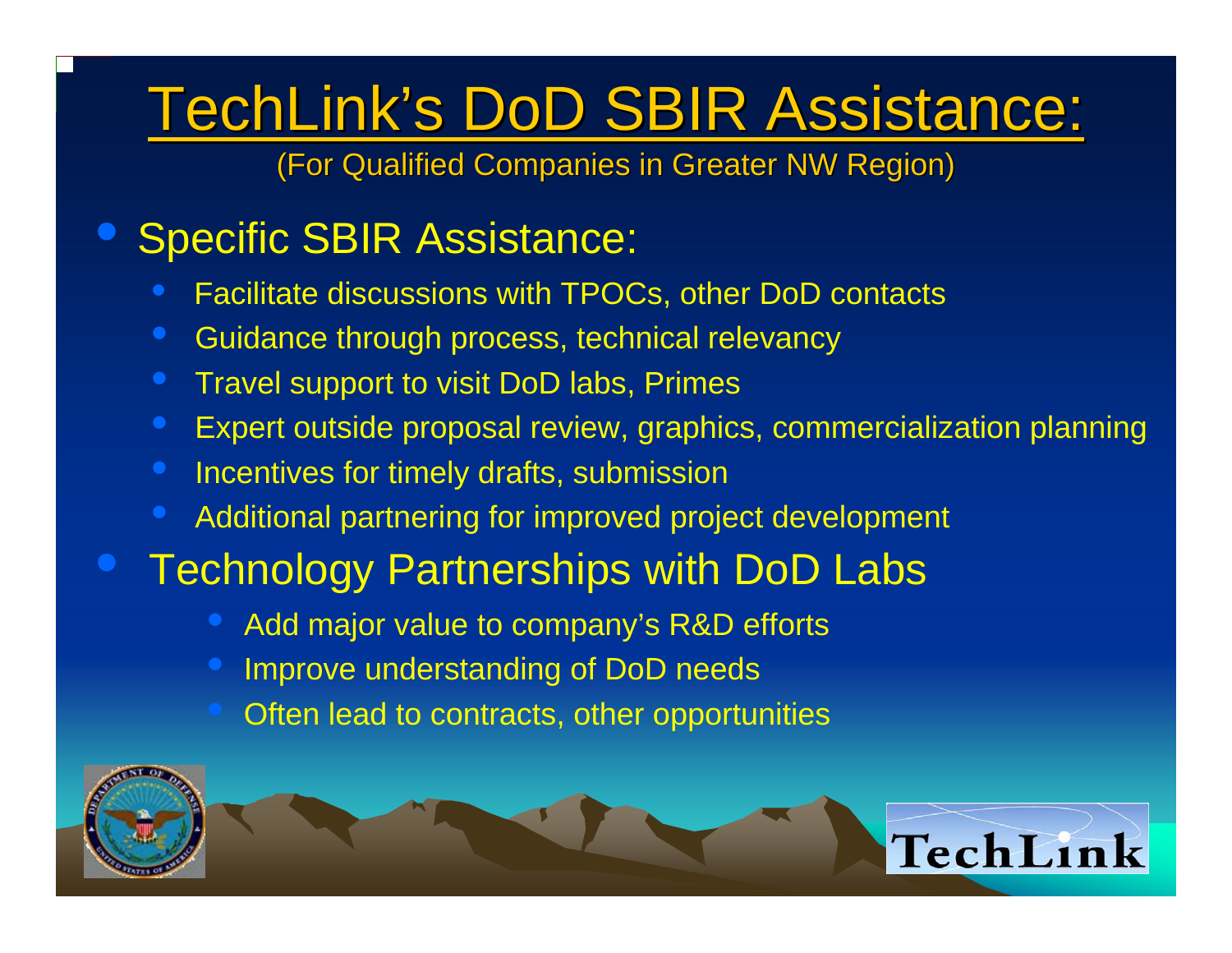# TechLink's DoD SBIR Assistance:

(For Qualified Companies in Greater NW Region)

- Specific SBIR Assistance:
  - Facilitate discussions with TPOCs, other DoD contacts
  - Guidance through process, technical relevancy
  - Travel support to visit DoD labs, Primes
  - Expert outside proposal review, graphics, commercialization planning
  - Incentives for timely drafts, submission
  - Additional partnering for improved project development
- Technology Partnerships with DoD Labs
  - Add major value to company's R&D efforts
  - Improve understanding of DoD needs
  - Often lead to contracts, other opportunities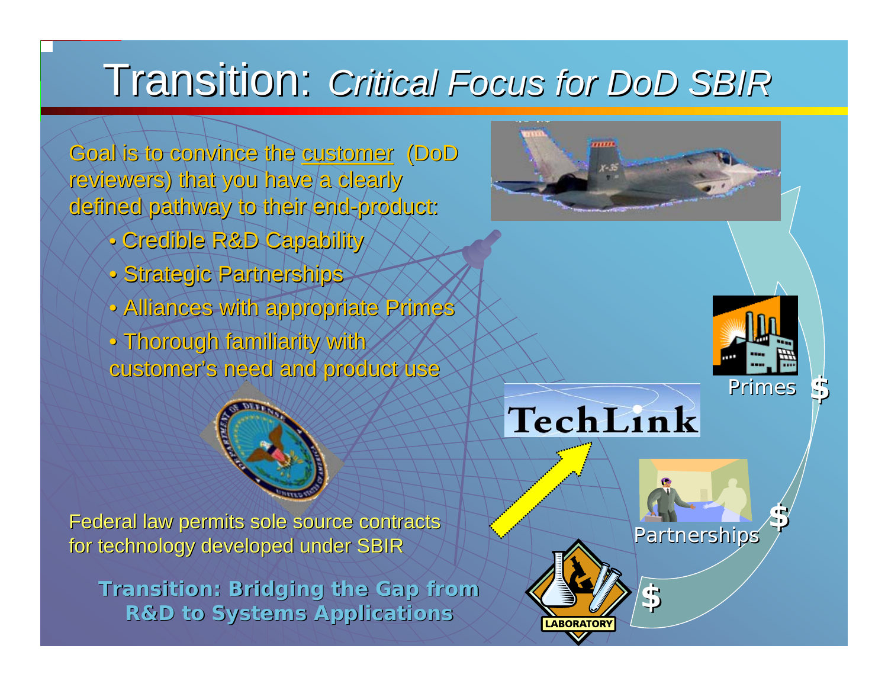# Transition: *Critical Focus for DoD SBIR*

Goal is to convince the customer (DoD reviewers) that you have a clearly defined pathway to their end-product:

- Credible R&D Capability
- Strategic Partnerships
- Alliances with appropriate Primes
- Thorough familiarity with customer's need and product use

Federal law permits sole source contracts for technology developed under SBIR

**Transition: Bridging the Gap from R&D to Systems Applications**

TechLink

Primes $

Partnerships $

LABORATORY $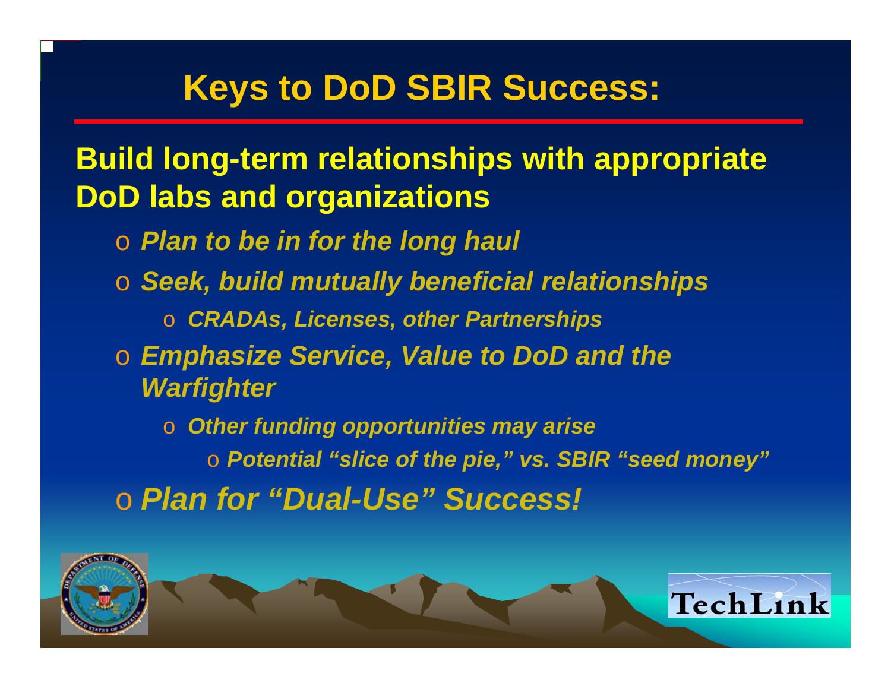# Keys to DoD SBIR Success:

**Build long-term relationships with appropriate DoD labs and organizations**

- ***Plan to be in for the long haul***
- ***Seek, build mutually beneficial relationships***
  - ***CRADAs, Licenses, other Partnerships***
- ***Emphasize Service, Value to DoD and the Warfighter***
  - ***Other funding opportunities may arise***
    - ***Potential "slice of the pie," vs. SBIR "seed money"***
- ***Plan for "Dual-Use" Success!***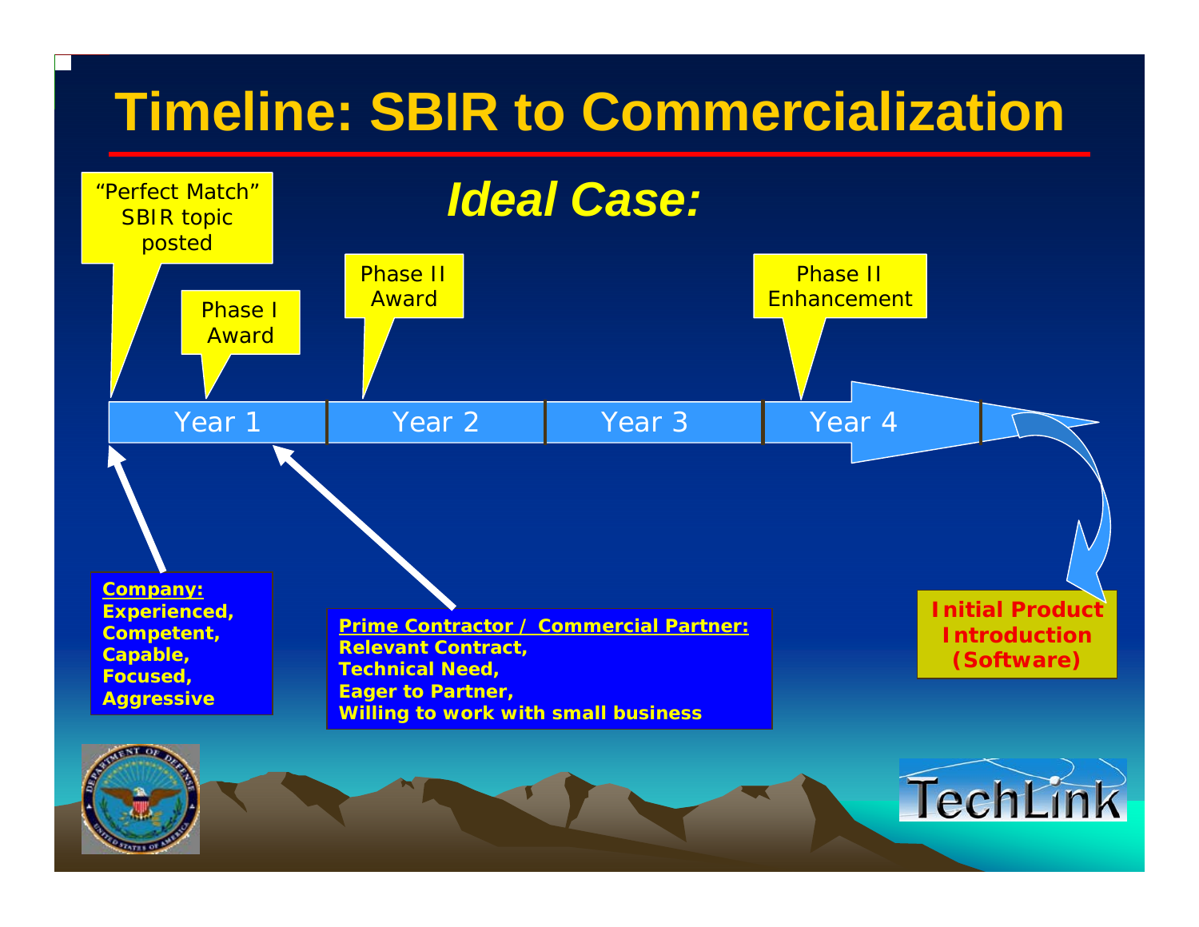# Timeline: SBIR to Commercialization

## *Ideal Case:*

"Perfect Match" SBIR topic posted

Phase I Award

Phase II Award

Phase II Enhancement

Year 1

Year 2

Year 3

Year 4

**Company:**
**Experienced,**
**Competent,**
**Capable,**
**Focused,**
**Aggressive**

**Prime Contractor / Commercial Partner:**
**Relevant Contract,**
**Technical Need,**
**Eager to Partner,**
**Willing to work with small business**

**Initial Product Introduction (Software)**

TechLink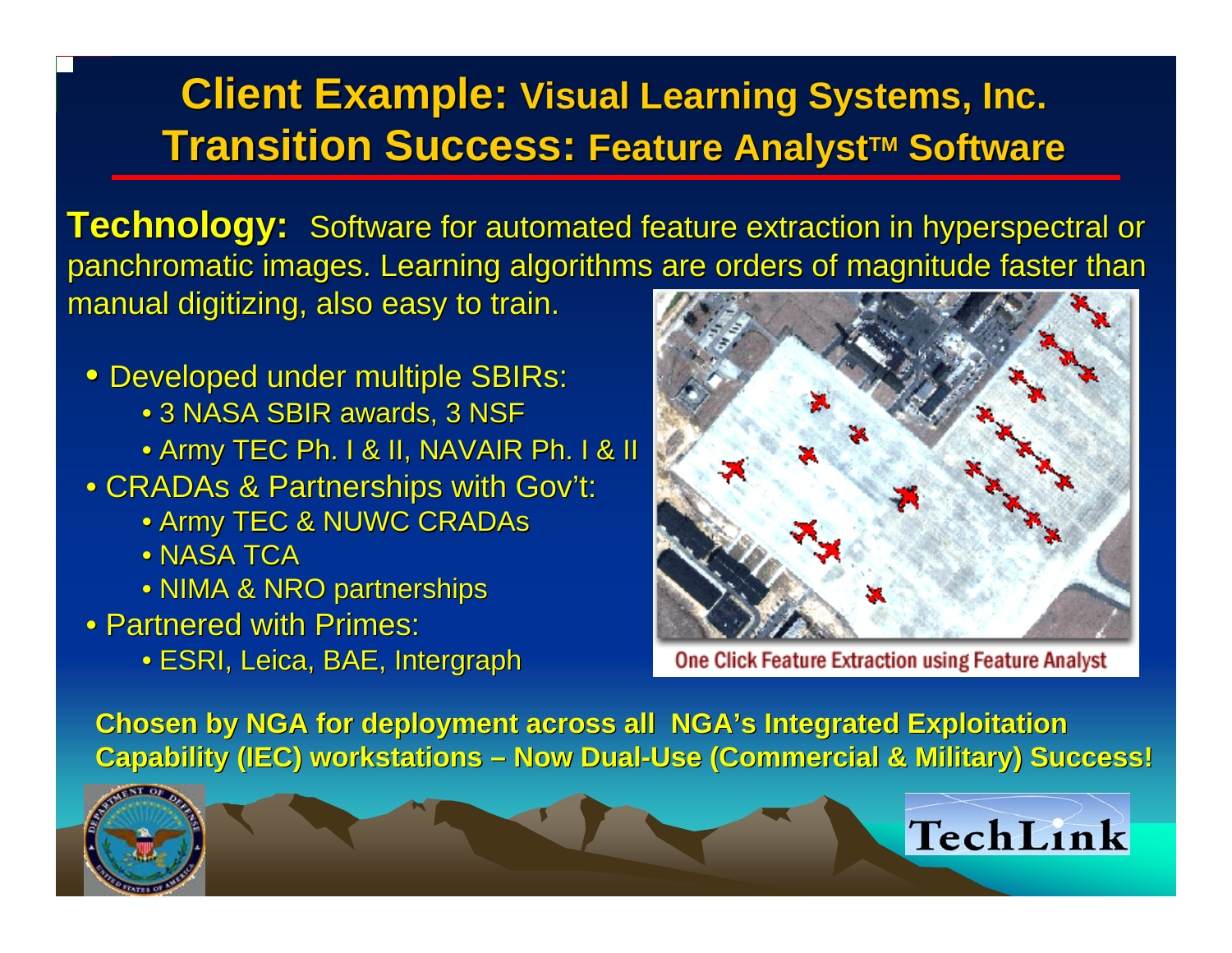# Client Example: Visual Learning Systems, Inc.

## Transition Success: Feature Analyst™ Software

**Technology:** Software for automated feature extraction in hyperspectral or panchromatic images. Learning algorithms are orders of magnitude faster than manual digitizing, also easy to train.

- Developed under multiple SBIRs:
  - 3 NASA SBIR awards, 3 NSF
  - Army TEC Ph. I & II, NAVAIR Ph. I & II
- CRADAs & Partnerships with Gov't:
  - Army TEC & NUWC CRADAs
  - NASA TCA
  - NIMA & NRO partnerships
- Partnered with Primes:
  - ESRI, Leica, BAE, Intergraph

One Click Feature Extraction using Feature Analyst

**Chosen by NGA for deployment across all NGA's Integrated Exploitation Capability (IEC) workstations – Now Dual-Use (Commercial & Military) Success!**

TechLink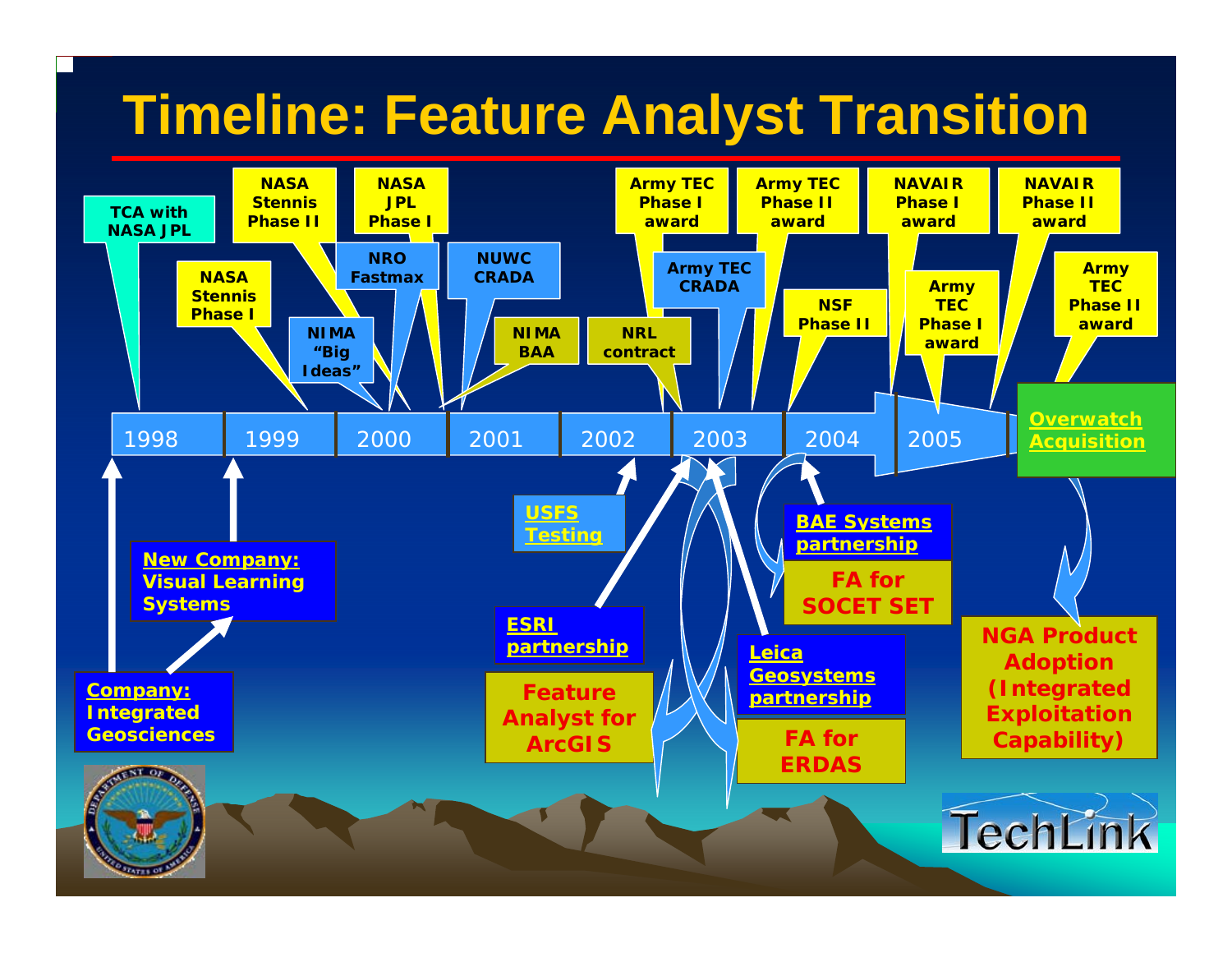# Timeline: Feature Analyst Transition

TCA with NASA JPL

NASA Stennis Phase II

NASA JPL Phase I

Army TEC Phase I award

Army TEC Phase II award

NAVAIR Phase I award

NAVAIR Phase II award

NASA Stennis Phase I

NRO Fastmax

NUWC CRADA

Army TEC CRADA

NIMA "Big Ideas"

NIMA BAA

NRL contract

NSF Phase II

Army TEC Phase I award

Army TEC Phase II award

1998

1999

2000

2001

2002

2003

2004

2005

Overwatch Acquisition

USFS Testing

BAE Systems partnership

FA for SOCET SET

New Company: Visual Learning Systems

ESRI partnership

Feature Analyst for ArcGIS

Leica Geosystems partnership

FA for ERDAS

NGA Product Adoption (Integrated Exploitation Capability)

Company: Integrated Geosciences

TechLink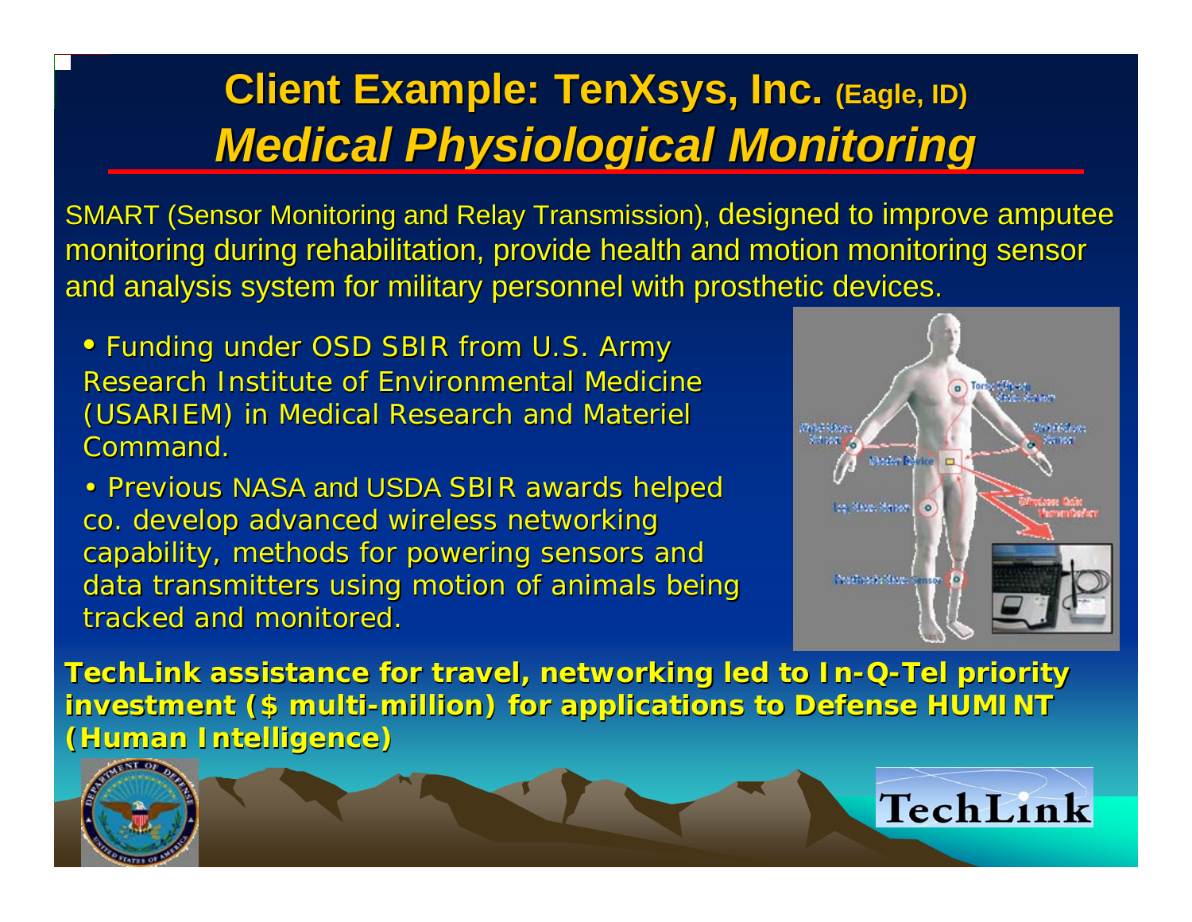# Client Example: TenXsys, Inc. (Eagle, ID)

## *Medical Physiological Monitoring*

SMART (Sensor Monitoring and Relay Transmission), designed to improve amputee monitoring during rehabilitation, provide health and motion monitoring sensor and analysis system for military personnel with prosthetic devices.

- Funding under OSD SBIR from U.S. Army Research Institute of Environmental Medicine (USARIEM) in Medical Research and Materiel Command.
- Previous NASA and USDA SBIR awards helped co. develop advanced wireless networking capability, methods for powering sensors and data transmitters using motion of animals being tracked and monitored.

**TechLink assistance for travel, networking led to In-Q-Tel priority investment ($ multi-million) for applications to Defense HUMINT (Human Intelligence)**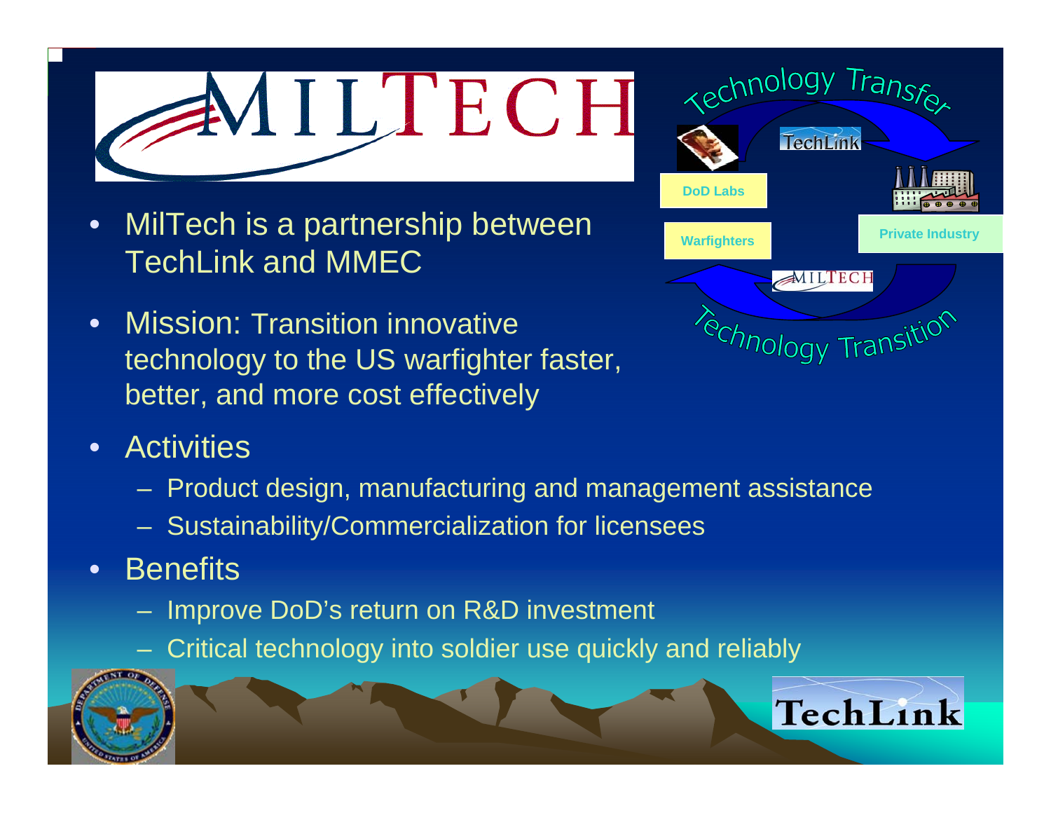# MILTECH

- MilTech is a partnership between TechLink and MMEC
- Mission: Transition innovative technology to the US warfighter faster, better, and more cost effectively
- Activities
  - Product design, manufacturing and management assistance
  - Sustainability/Commercialization for licensees
- Benefits
  - Improve DoD's return on R&D investment
  - Critical technology into soldier use quickly and reliably

Technology Transfer

TechLink

DoD Labs

Warfighters

Private Industry

MILTECH

Technology Transition

TechLink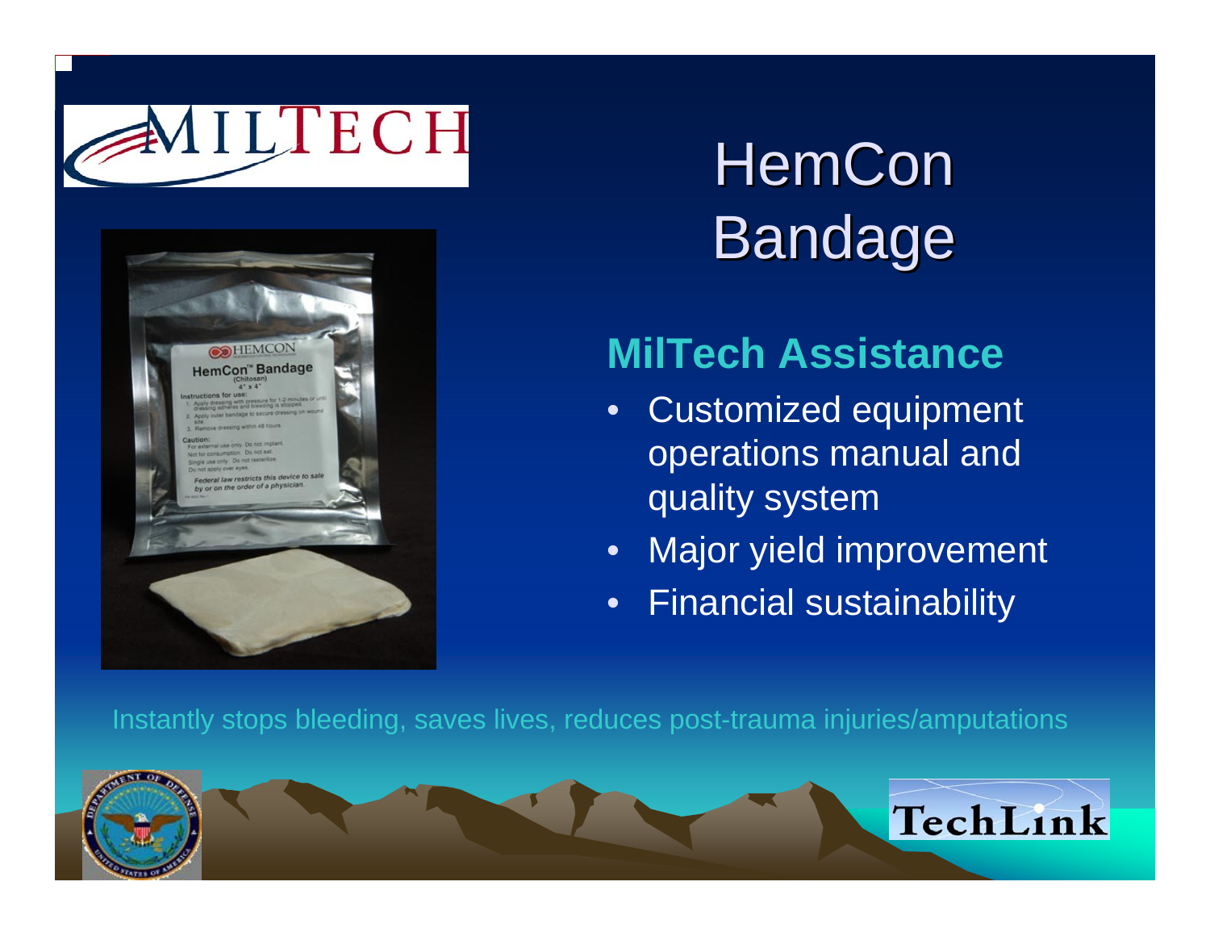# HemCon Bandage

## MilTech Assistance

- Customized equipment operations manual and quality system
- Major yield improvement
- Financial sustainability

Instantly stops bleeding, saves lives, reduces post-trauma injuries/amputations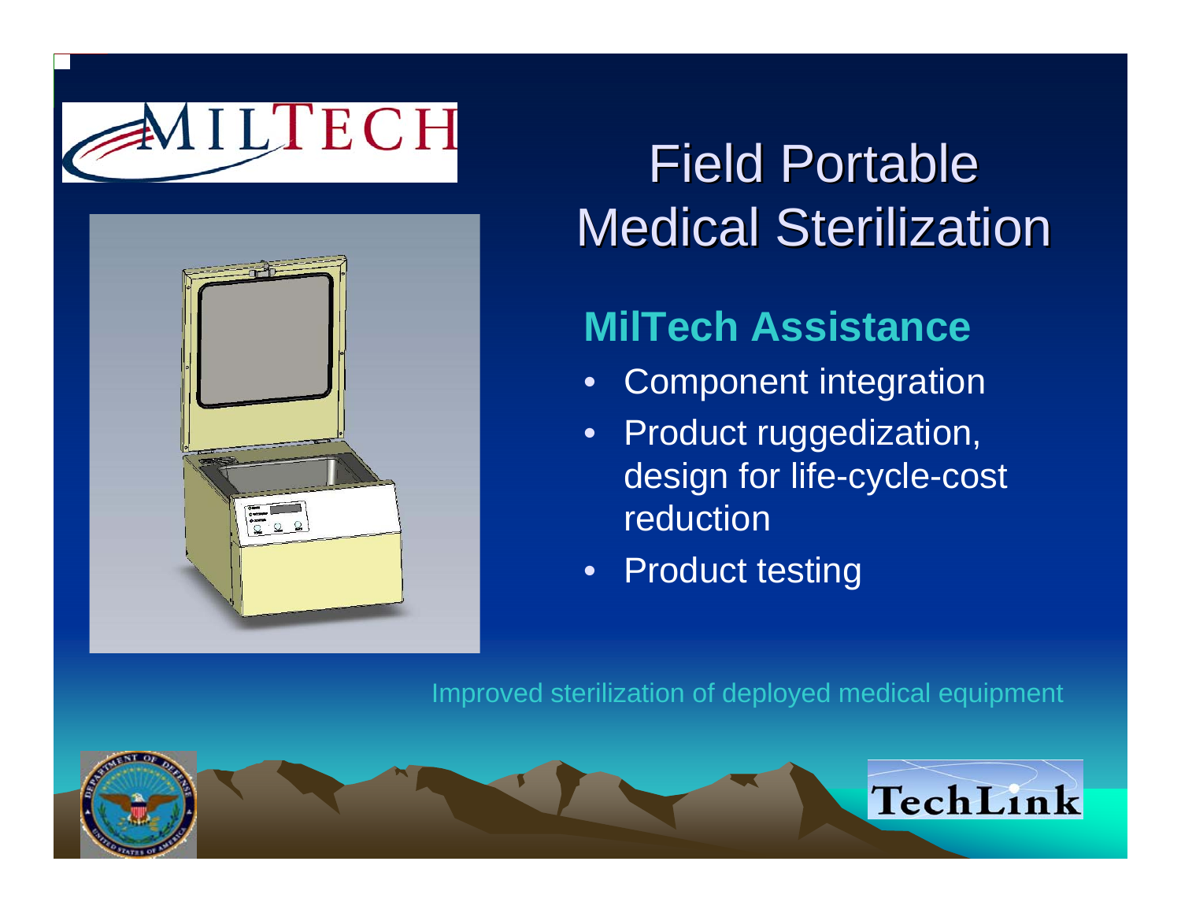MILTECH

# Field Portable Medical Sterilization

## MilTech Assistance

- Component integration
- Product ruggedization, design for life-cycle-cost reduction
- Product testing

Improved sterilization of deployed medical equipment

TechLink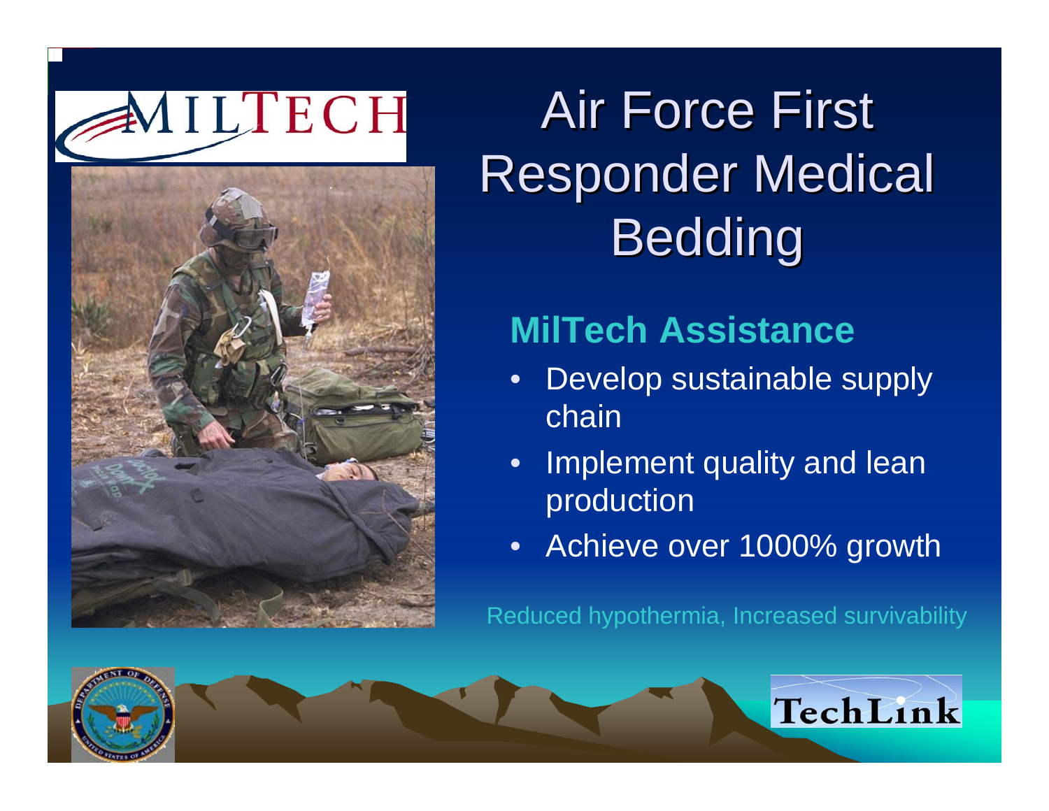# Air Force First Responder Medical Bedding

## MilTech Assistance

- Develop sustainable supply chain
- Implement quality and lean production
- Achieve over 1000% growth

Reduced hypothermia, Increased survivability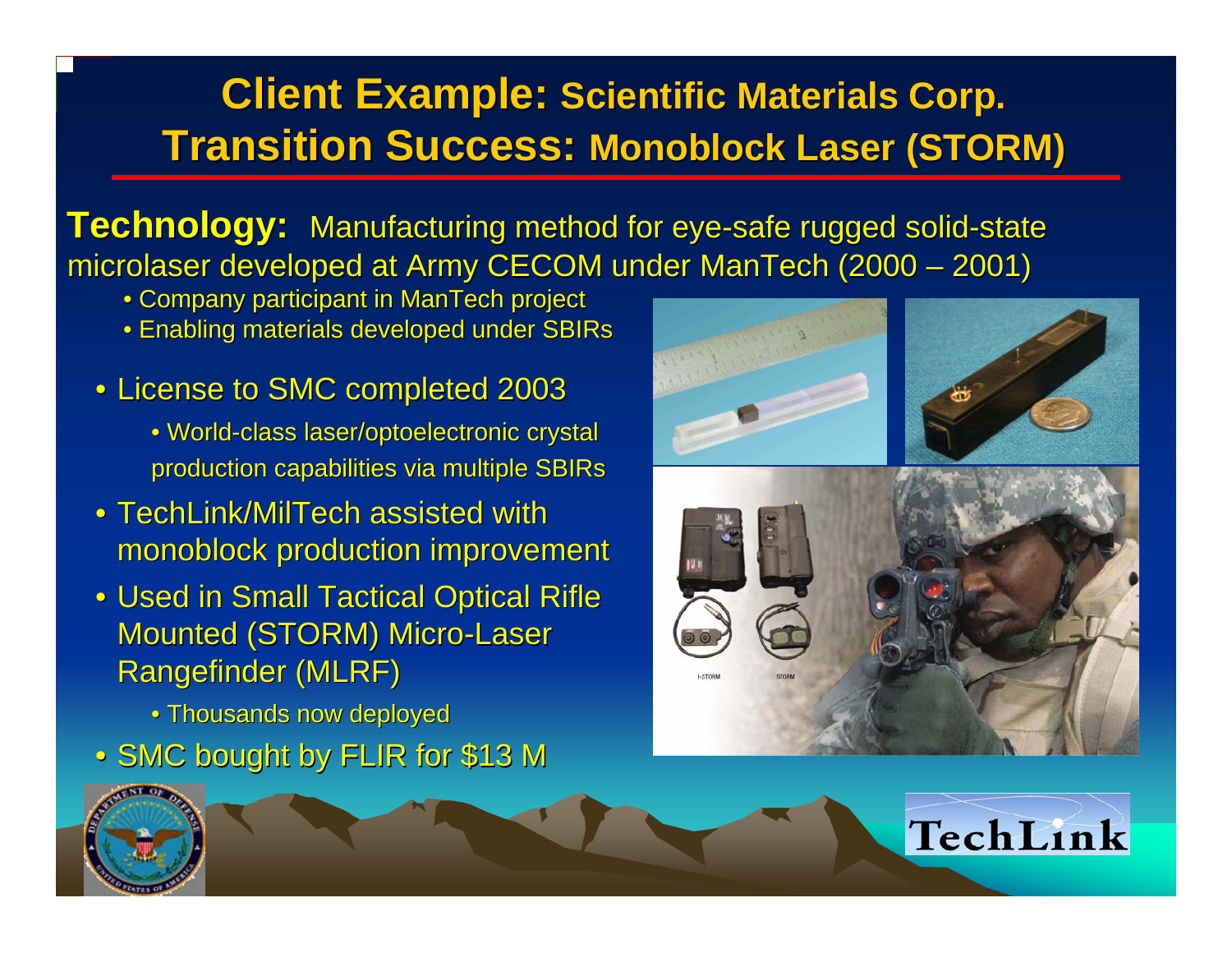# Client Example: Scientific Materials Corp.
# Transition Success: Monoblock Laser (STORM)

**Technology:** Manufacturing method for eye-safe rugged solid-state microlaser developed at Army CECOM under ManTech (2000 – 2001)

- Company participant in ManTech project
- Enabling materials developed under SBIRs

- License to SMC completed 2003
  - World-class laser/optoelectronic crystal production capabilities via multiple SBIRs
- TechLink/MilTech assisted with monoblock production improvement
- Used in Small Tactical Optical Rifle Mounted (STORM) Micro-Laser Rangefinder (MLRF)
  - Thousands now deployed
- SMC bought by FLIR for $13 M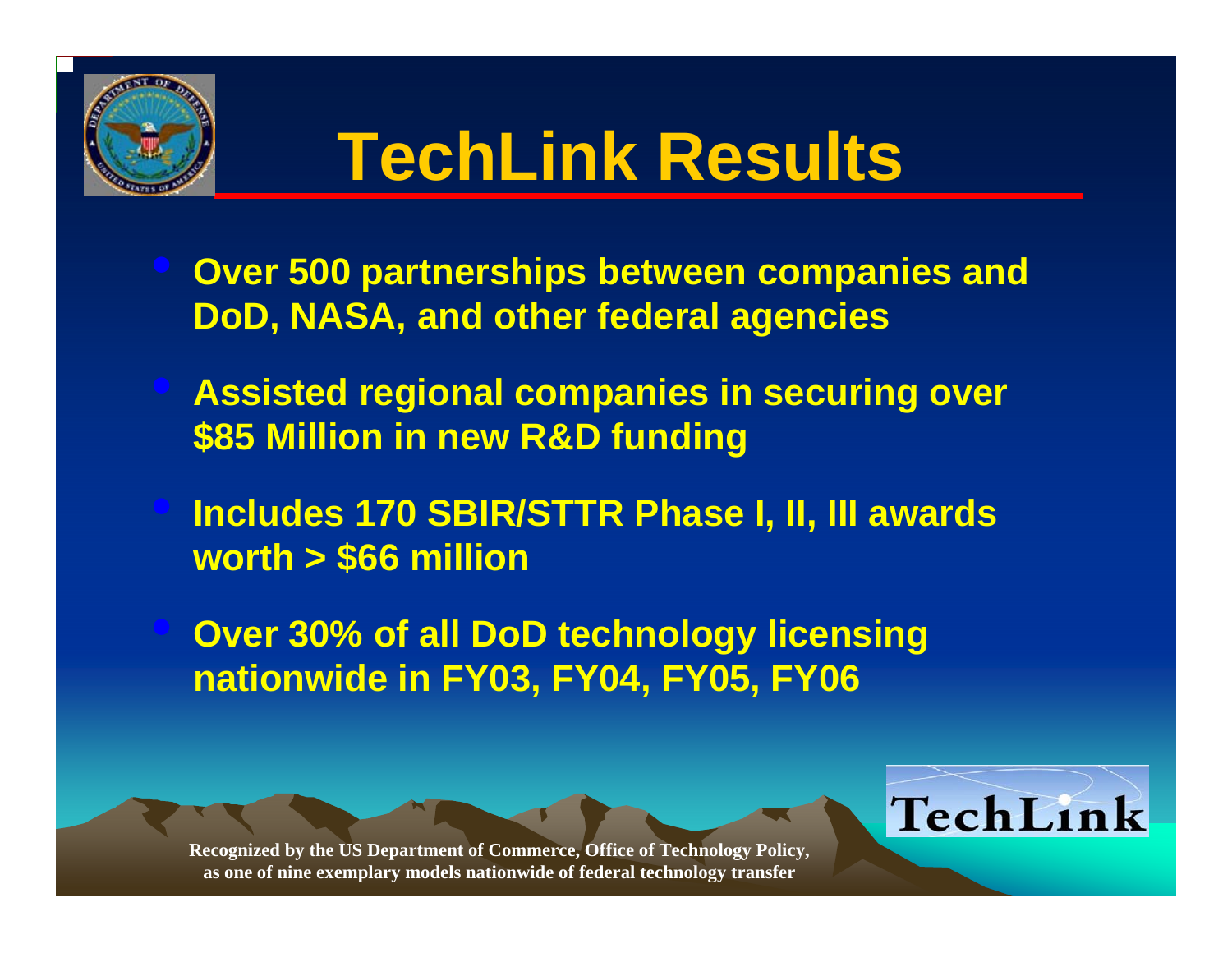# TechLink Results

- Over 500 partnerships between companies and DoD, NASA, and other federal agencies
- Assisted regional companies in securing over $85 Million in new R&D funding
- Includes 170 SBIR/STTR Phase I, II, III awards worth > $66 million
- Over 30% of all DoD technology licensing nationwide in FY03, FY04, FY05, FY06

**Recognized by the US Department of Commerce, Office of Technology Policy, as one of nine exemplary models nationwide of federal technology transfer**

TechLink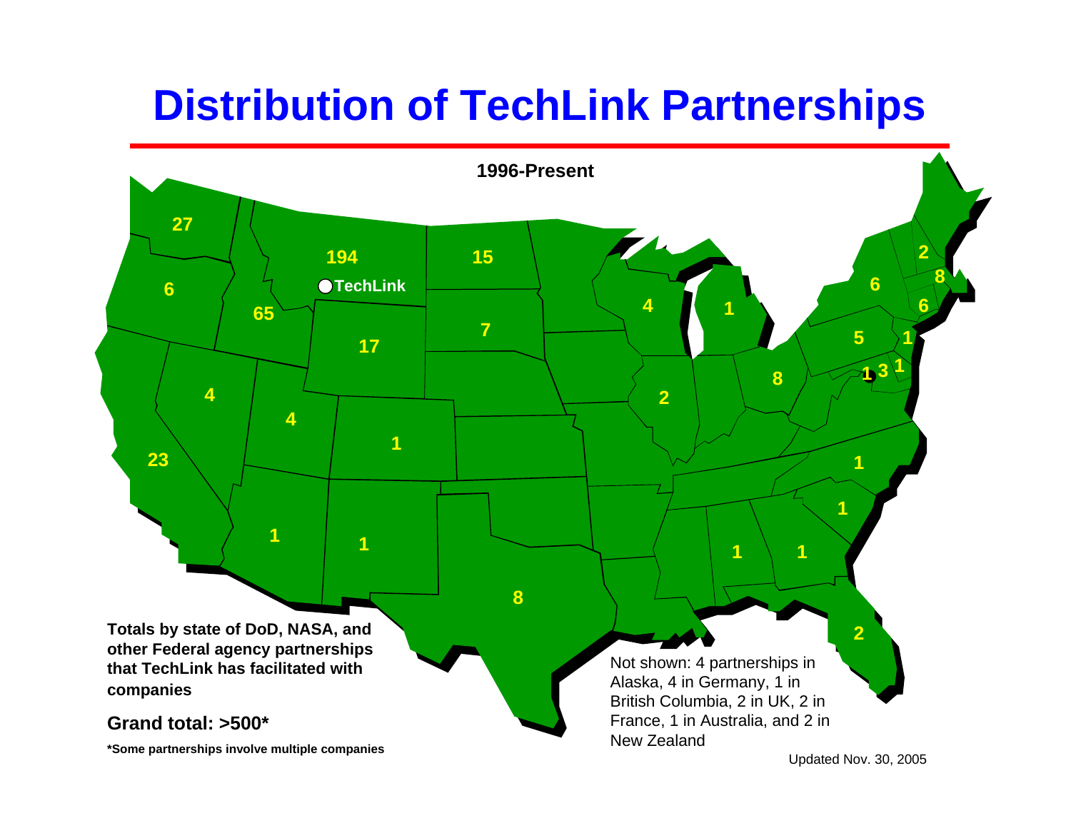# Distribution of TechLink Partnerships

**1996-Present**

| State | Partnerships |
|---|---|
| Washington | 27 |
| Oregon | 6 |
| Idaho | 65 |
| Montana | 194 |
| North Dakota | 15 |
| South Dakota | 7 |
| Wyoming | 17 |
| Nevada | 4 |
| Utah | 4 |
| California | 23 |
| Colorado | 1 |
| Arizona | 1 |
| New Mexico | 1 |
| Texas | 8 |
| Wisconsin | 4 |
| Michigan | 1 |
| Illinois | 2 |
| Ohio | 8 |
| New York | 6 |
| Pennsylvania | 5 |
| Maine | 2 |
| New Hampshire | 8 |
| Massachusetts | 6 |
| New Jersey | 1 |
| Maryland | 3 |
| Delaware | 1 |
| District of Columbia | 1 |
| North Carolina | 1 |
| South Carolina | 1 |
| Georgia | 1 |
| Alabama | 1 |
| Florida | 2 |

TechLink is located in Montana.

**Totals by state of DoD, NASA, and other Federal agency partnerships that TechLink has facilitated with companies**

**Grand total: >500***

**\*Some partnerships involve multiple companies**

Not shown: 4 partnerships in Alaska, 4 in Germany, 1 in British Columbia, 2 in UK, 2 in France, 1 in Australia, and 2 in New Zealand

Updated Nov. 30, 2005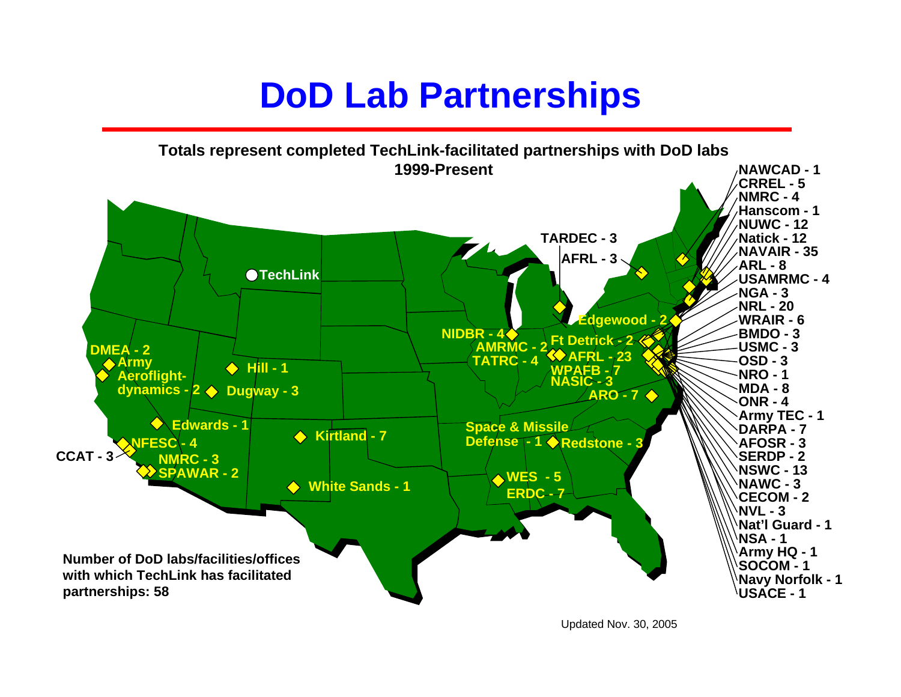# DoD Lab Partnerships

**Totals represent completed TechLink-facilitated partnerships with DoD labs 1999-Present**

TechLink

DMEA - 2
Army Aeroflight-dynamics - 2
Hill - 1
Dugway - 3
Edwards - 1
CCAT - 3
NFESC - 4
NMRC - 3
SPAWAR - 2
Kirtland - 7
White Sands - 1
NIDBR - 4
AMRMC - 2
TATRC - 4
TARDEC - 3
AFRL - 3
Ft Detrick - 2
AFRL - 23
WPAFB - 7
NASIC - 3
Edgewood - 2
ARO - 7
Space & Missile Defense - 1
Redstone - 3
WES - 5
ERDC - 7

NAWCAD - 1
CRREL - 5
NMRC - 4
Hanscom - 1
NUWC - 12
Natick - 12
NAVAIR - 35
ARL - 8
USAMRMC - 4
NGA - 3
NRL - 20
WRAIR - 6
BMDO - 3
USMC - 3
OSD - 3
NRO - 1
MDA - 8
ONR - 4
Army TEC - 1
DARPA - 7
AFOSR - 3
SERDP - 2
NSWC - 13
NAWC - 3
CECOM - 2
NVL - 3
Nat'l Guard - 1
NSA - 1
Army HQ - 1
SOCOM - 1
Navy Norfolk - 1
USACE - 1

**Number of DoD labs/facilities/offices with which TechLink has facilitated partnerships: 58**

Updated Nov. 30, 2005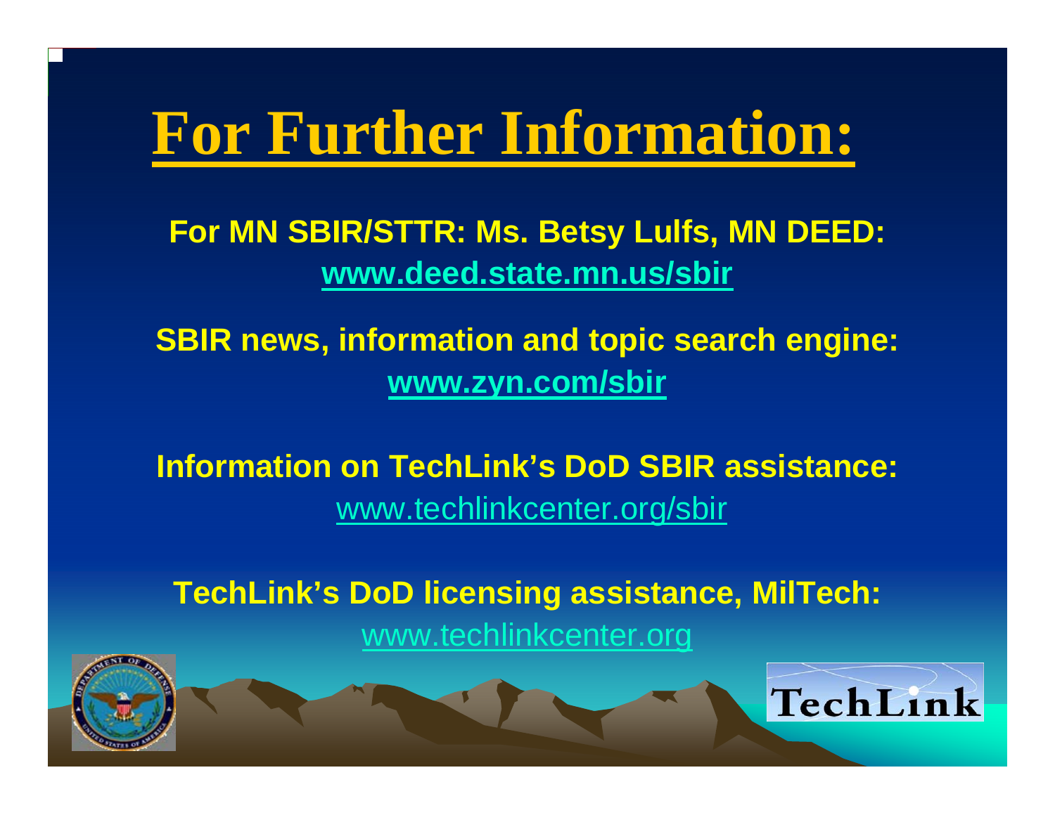# For Further Information:

**For MN SBIR/STTR: Ms. Betsy Lulfs, MN DEED:**
**www.deed.state.mn.us/sbir**

**SBIR news, information and topic search engine:**
**www.zyn.com/sbir**

**Information on TechLink's DoD SBIR assistance:**
www.techlinkcenter.org/sbir

**TechLink's DoD licensing assistance, MilTech:**
www.techlinkcenter.org